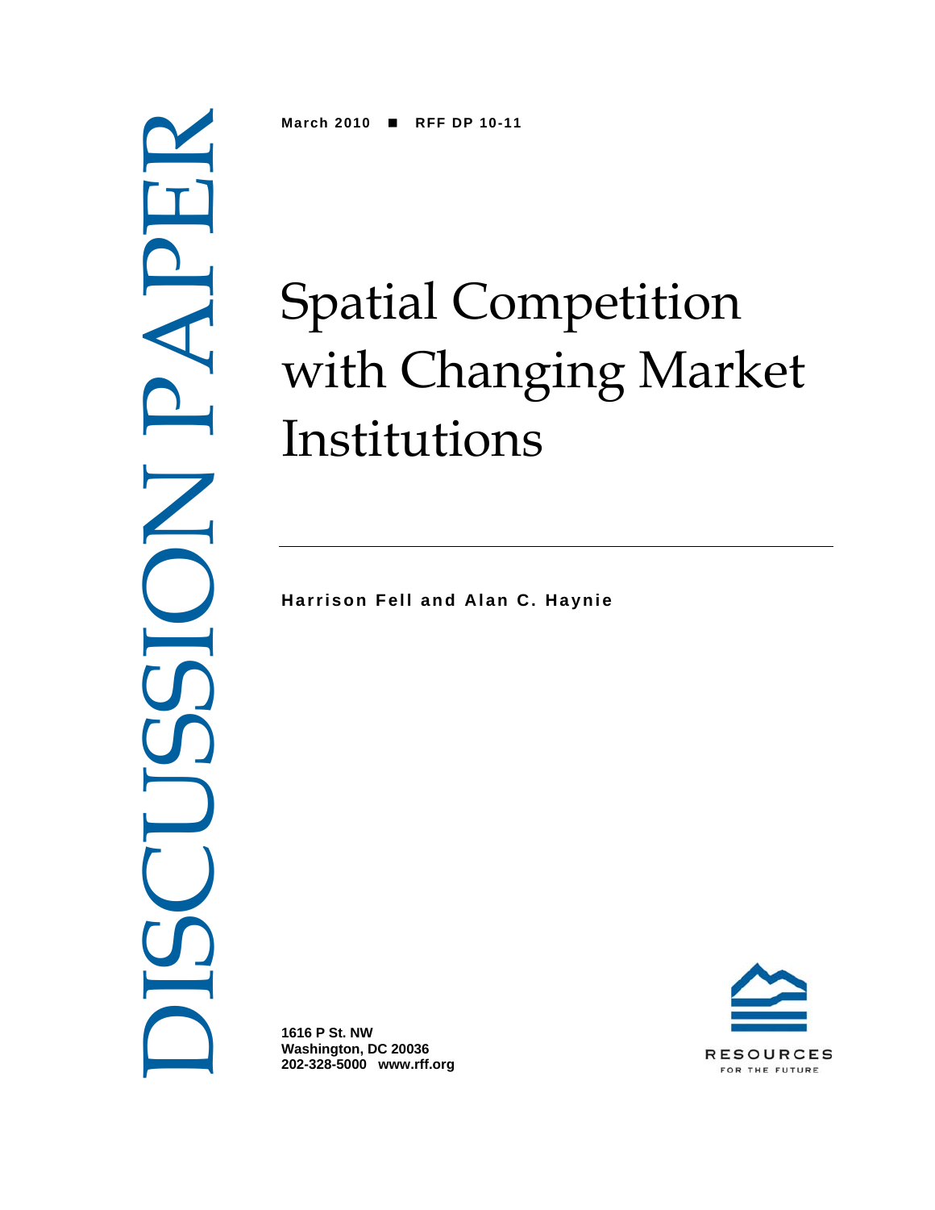DISCUSSION PAPER

March 2010 ■ RFF DP 10-11

# Spatial Competition with Changing Market Institutions

**Harrison Fell and Alan C. Haynie**

**1616 P St. NW**
**Washington, DC 20036**
**202-328-5000 www.rff.org**

RESOURCES FOR THE FUTURE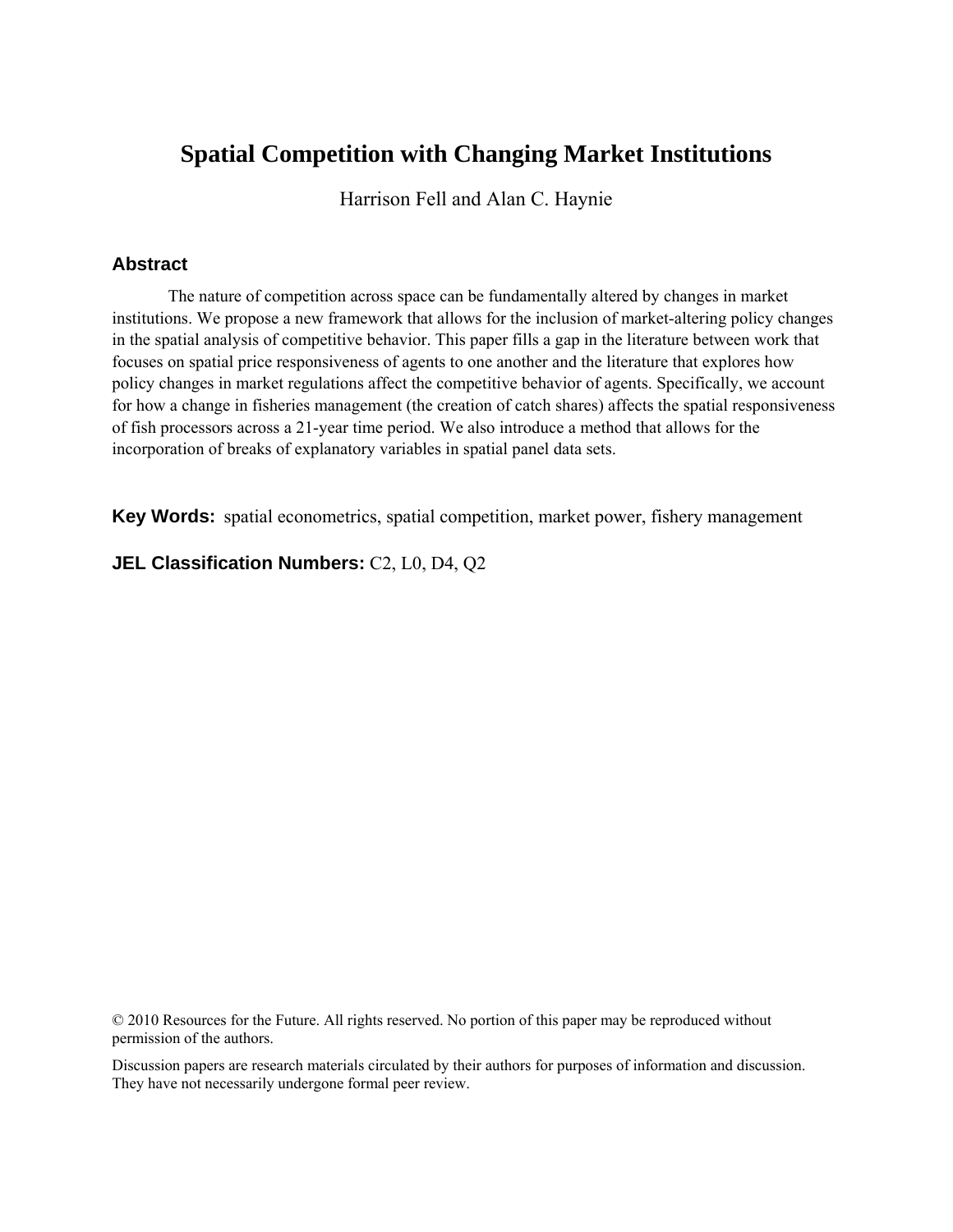# Spatial Competition with Changing Market Institutions

Harrison Fell and Alan C. Haynie

## Abstract

The nature of competition across space can be fundamentally altered by changes in market institutions. We propose a new framework that allows for the inclusion of market-altering policy changes in the spatial analysis of competitive behavior. This paper fills a gap in the literature between work that focuses on spatial price responsiveness of agents to one another and the literature that explores how policy changes in market regulations affect the competitive behavior of agents. Specifically, we account for how a change in fisheries management (the creation of catch shares) affects the spatial responsiveness of fish processors across a 21-year time period. We also introduce a method that allows for the incorporation of breaks of explanatory variables in spatial panel data sets.

**Key Words:** spatial econometrics, spatial competition, market power, fishery management

**JEL Classification Numbers:** C2, L0, D4, Q2

© 2010 Resources for the Future. All rights reserved. No portion of this paper may be reproduced without permission of the authors.

Discussion papers are research materials circulated by their authors for purposes of information and discussion. They have not necessarily undergone formal peer review.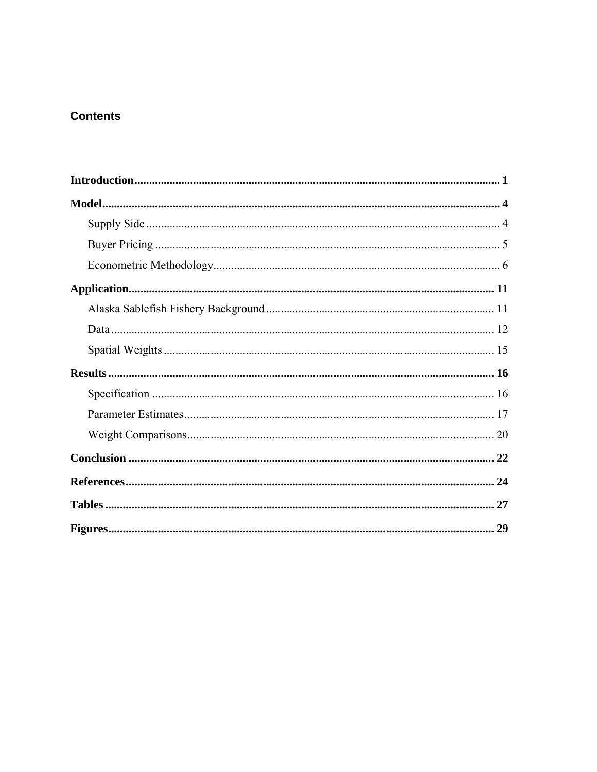# Contents

**Introduction** .......................................................... **1**

**Model** .......................................................... **4**

- Supply Side .......................................................... 4
- Buyer Pricing .......................................................... 5
- Econometric Methodology .......................................................... 6

**Application** .......................................................... **11**

- Alaska Sablefish Fishery Background .......................................................... 11
- Data .......................................................... 12
- Spatial Weights .......................................................... 15

**Results** .......................................................... **16**

- Specification .......................................................... 16
- Parameter Estimates .......................................................... 17
- Weight Comparisons .......................................................... 20

**Conclusion** .......................................................... **22**

**References** .......................................................... **24**

**Tables** .......................................................... **27**

**Figures** .......................................................... **29**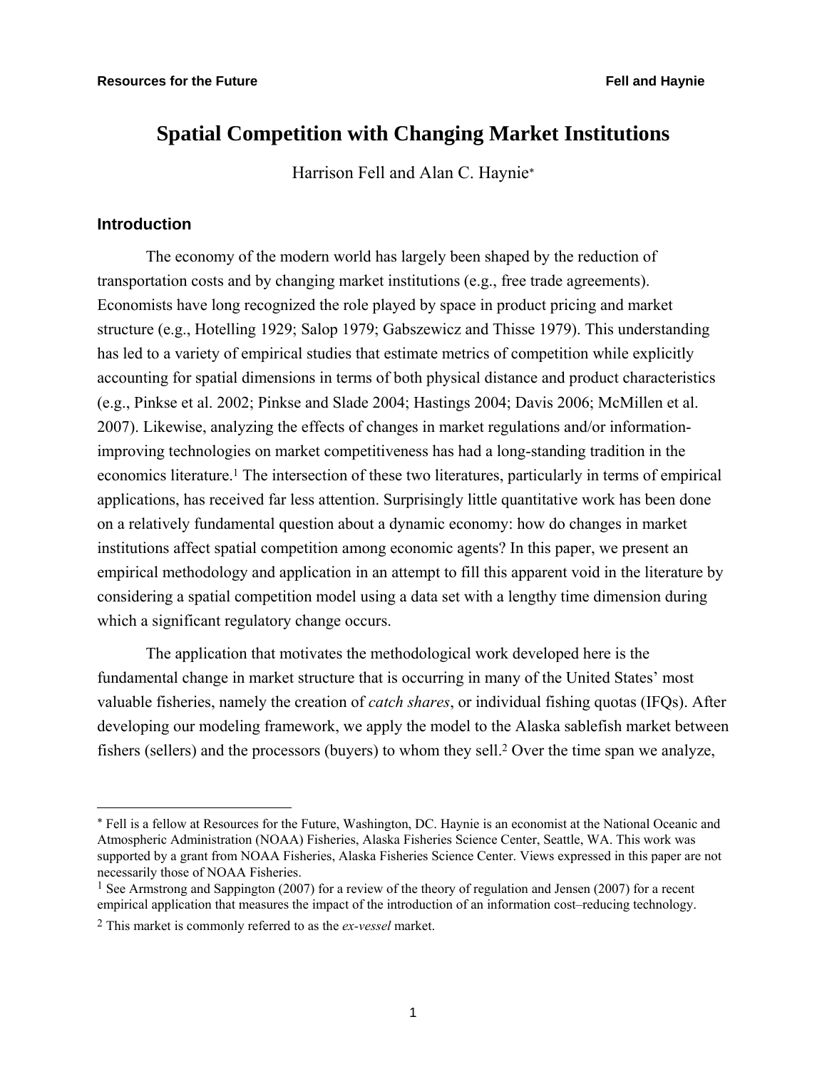# Spatial Competition with Changing Market Institutions

Harrison Fell and Alan C. Haynie*

## Introduction

The economy of the modern world has largely been shaped by the reduction of transportation costs and by changing market institutions (e.g., free trade agreements). Economists have long recognized the role played by space in product pricing and market structure (e.g., Hotelling 1929; Salop 1979; Gabszewicz and Thisse 1979). This understanding has led to a variety of empirical studies that estimate metrics of competition while explicitly accounting for spatial dimensions in terms of both physical distance and product characteristics (e.g., Pinkse et al. 2002; Pinkse and Slade 2004; Hastings 2004; Davis 2006; McMillen et al. 2007). Likewise, analyzing the effects of changes in market regulations and/or information-improving technologies on market competitiveness has had a long-standing tradition in the economics literature.[1] The intersection of these two literatures, particularly in terms of empirical applications, has received far less attention. Surprisingly little quantitative work has been done on a relatively fundamental question about a dynamic economy: how do changes in market institutions affect spatial competition among economic agents? In this paper, we present an empirical methodology and application in an attempt to fill this apparent void in the literature by considering a spatial competition model using a data set with a lengthy time dimension during which a significant regulatory change occurs.

The application that motivates the methodological work developed here is the fundamental change in market structure that is occurring in many of the United States' most valuable fisheries, namely the creation of *catch shares*, or individual fishing quotas (IFQs). After developing our modeling framework, we apply the model to the Alaska sablefish market between fishers (sellers) and the processors (buyers) to whom they sell.[2] Over the time span we analyze,

---

* Fell is a fellow at Resources for the Future, Washington, DC. Haynie is an economist at the National Oceanic and Atmospheric Administration (NOAA) Fisheries, Alaska Fisheries Science Center, Seattle, WA. This work was supported by a grant from NOAA Fisheries, Alaska Fisheries Science Center. Views expressed in this paper are not necessarily those of NOAA Fisheries.

[1] See Armstrong and Sappington (2007) for a review of the theory of regulation and Jensen (2007) for a recent empirical application that measures the impact of the introduction of an information cost–reducing technology.

[2] This market is commonly referred to as the *ex-vessel* market.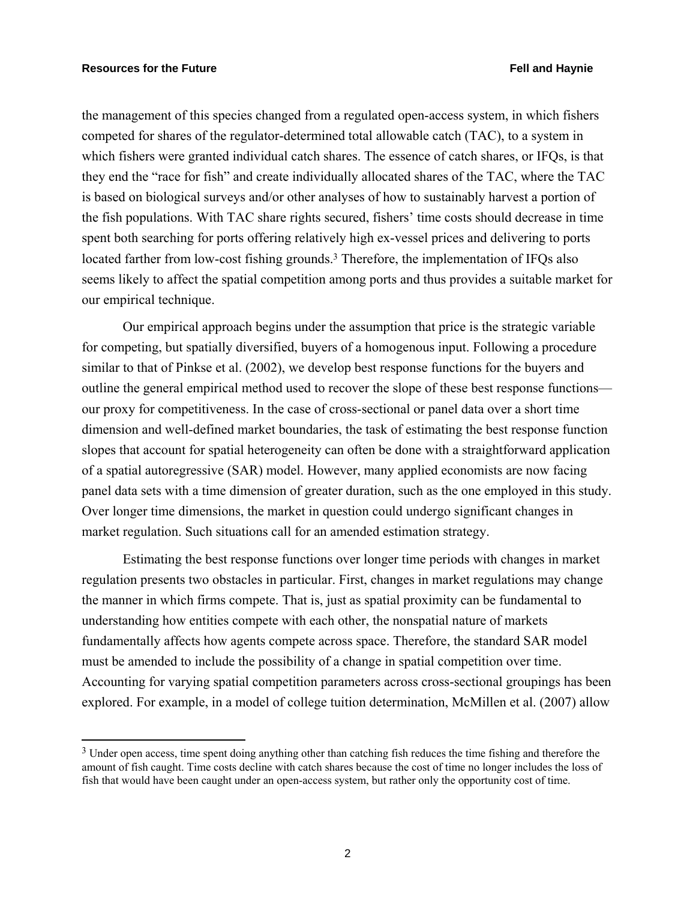the management of this species changed from a regulated open-access system, in which fishers competed for shares of the regulator-determined total allowable catch (TAC), to a system in which fishers were granted individual catch shares. The essence of catch shares, or IFQs, is that they end the "race for fish" and create individually allocated shares of the TAC, where the TAC is based on biological surveys and/or other analyses of how to sustainably harvest a portion of the fish populations. With TAC share rights secured, fishers' time costs should decrease in time spent both searching for ports offering relatively high ex-vessel prices and delivering to ports located farther from low-cost fishing grounds.[3] Therefore, the implementation of IFQs also seems likely to affect the spatial competition among ports and thus provides a suitable market for our empirical technique.

Our empirical approach begins under the assumption that price is the strategic variable for competing, but spatially diversified, buyers of a homogenous input. Following a procedure similar to that of Pinkse et al. (2002), we develop best response functions for the buyers and outline the general empirical method used to recover the slope of these best response functions—our proxy for competitiveness. In the case of cross-sectional or panel data over a short time dimension and well-defined market boundaries, the task of estimating the best response function slopes that account for spatial heterogeneity can often be done with a straightforward application of a spatial autoregressive (SAR) model. However, many applied economists are now facing panel data sets with a time dimension of greater duration, such as the one employed in this study. Over longer time dimensions, the market in question could undergo significant changes in market regulation. Such situations call for an amended estimation strategy.

Estimating the best response functions over longer time periods with changes in market regulation presents two obstacles in particular. First, changes in market regulations may change the manner in which firms compete. That is, just as spatial proximity can be fundamental to understanding how entities compete with each other, the nonspatial nature of markets fundamentally affects how agents compete across space. Therefore, the standard SAR model must be amended to include the possibility of a change in spatial competition over time. Accounting for varying spatial competition parameters across cross-sectional groupings has been explored. For example, in a model of college tuition determination, McMillen et al. (2007) allow

[3] Under open access, time spent doing anything other than catching fish reduces the time fishing and therefore the amount of fish caught. Time costs decline with catch shares because the cost of time no longer includes the loss of fish that would have been caught under an open-access system, but rather only the opportunity cost of time.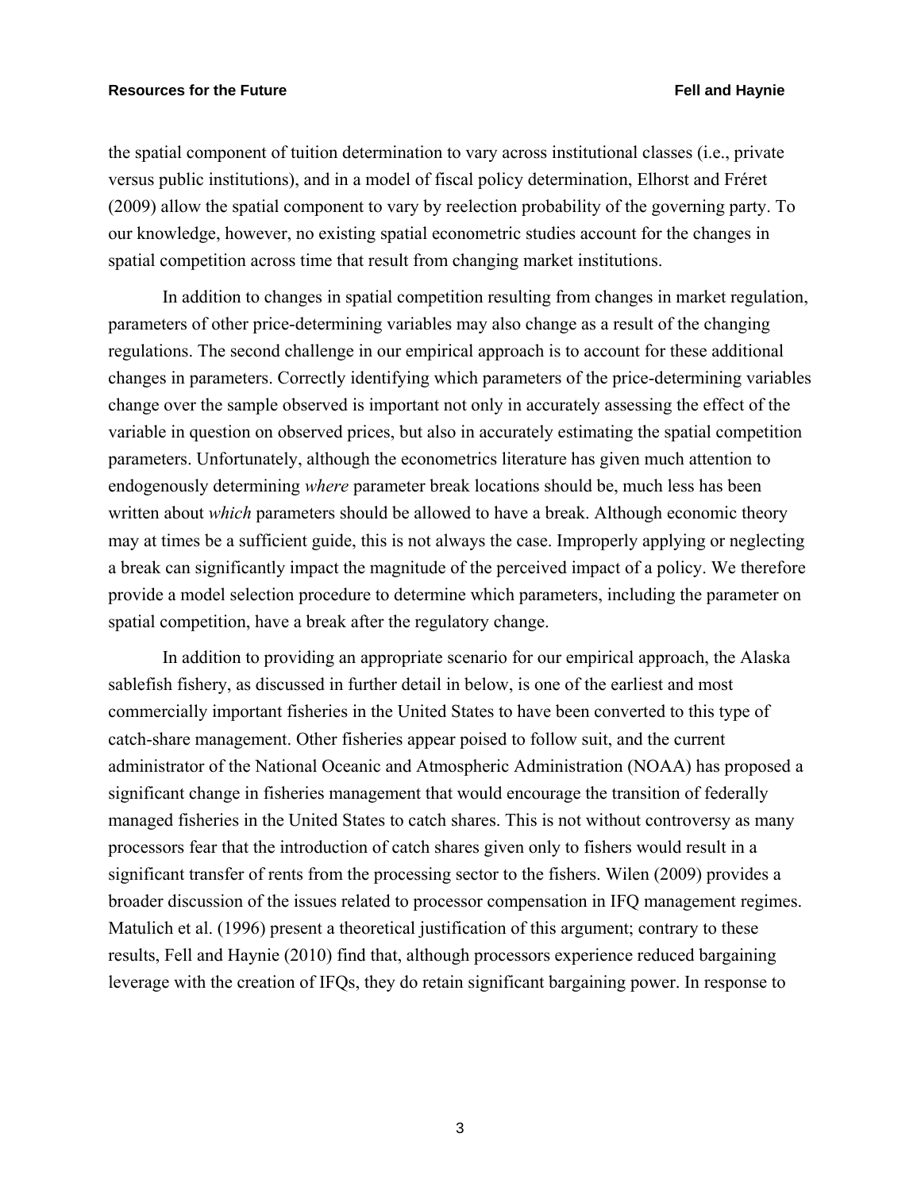the spatial component of tuition determination to vary across institutional classes (i.e., private versus public institutions), and in a model of fiscal policy determination, Elhorst and Fréret (2009) allow the spatial component to vary by reelection probability of the governing party. To our knowledge, however, no existing spatial econometric studies account for the changes in spatial competition across time that result from changing market institutions.

In addition to changes in spatial competition resulting from changes in market regulation, parameters of other price-determining variables may also change as a result of the changing regulations. The second challenge in our empirical approach is to account for these additional changes in parameters. Correctly identifying which parameters of the price-determining variables change over the sample observed is important not only in accurately assessing the effect of the variable in question on observed prices, but also in accurately estimating the spatial competition parameters. Unfortunately, although the econometrics literature has given much attention to endogenously determining *where* parameter break locations should be, much less has been written about *which* parameters should be allowed to have a break. Although economic theory may at times be a sufficient guide, this is not always the case. Improperly applying or neglecting a break can significantly impact the magnitude of the perceived impact of a policy. We therefore provide a model selection procedure to determine which parameters, including the parameter on spatial competition, have a break after the regulatory change.

In addition to providing an appropriate scenario for our empirical approach, the Alaska sablefish fishery, as discussed in further detail in below, is one of the earliest and most commercially important fisheries in the United States to have been converted to this type of catch-share management. Other fisheries appear poised to follow suit, and the current administrator of the National Oceanic and Atmospheric Administration (NOAA) has proposed a significant change in fisheries management that would encourage the transition of federally managed fisheries in the United States to catch shares. This is not without controversy as many processors fear that the introduction of catch shares given only to fishers would result in a significant transfer of rents from the processing sector to the fishers. Wilen (2009) provides a broader discussion of the issues related to processor compensation in IFQ management regimes. Matulich et al. (1996) present a theoretical justification of this argument; contrary to these results, Fell and Haynie (2010) find that, although processors experience reduced bargaining leverage with the creation of IFQs, they do retain significant bargaining power. In response to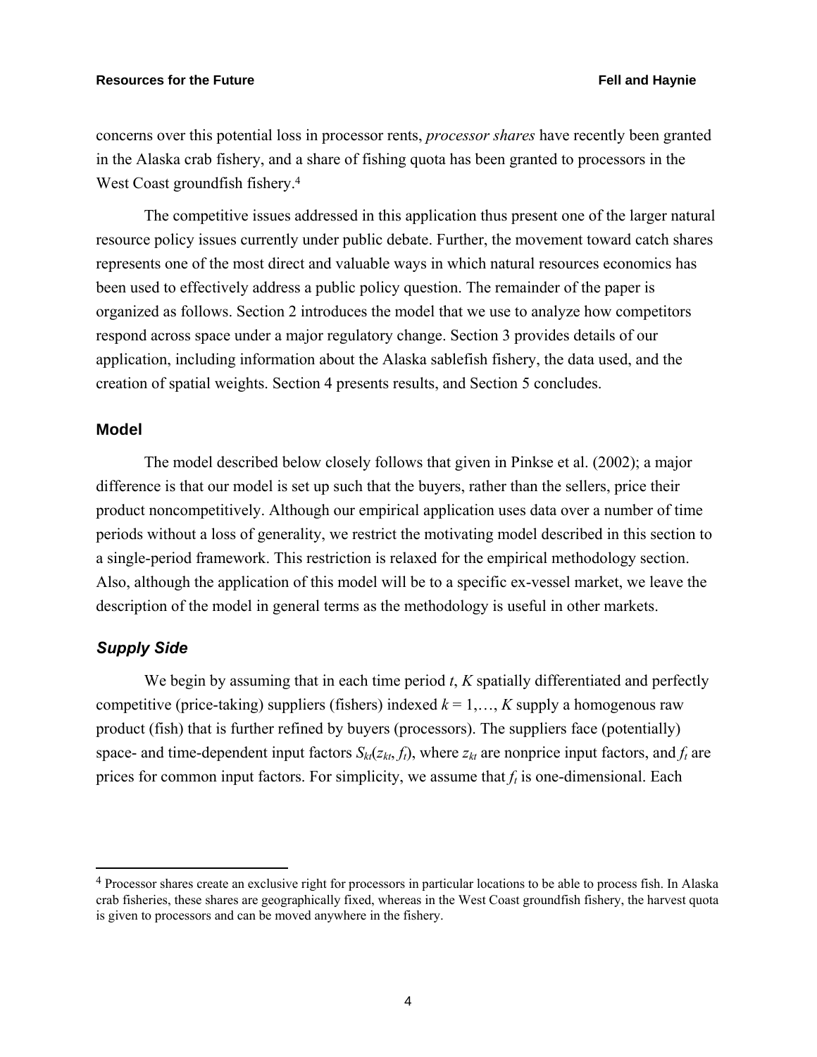concerns over this potential loss in processor rents, *processor shares* have recently been granted in the Alaska crab fishery, and a share of fishing quota has been granted to processors in the West Coast groundfish fishery.[4]

The competitive issues addressed in this application thus present one of the larger natural resource policy issues currently under public debate. Further, the movement toward catch shares represents one of the most direct and valuable ways in which natural resources economics has been used to effectively address a public policy question. The remainder of the paper is organized as follows. Section 2 introduces the model that we use to analyze how competitors respond across space under a major regulatory change. Section 3 provides details of our application, including information about the Alaska sablefish fishery, the data used, and the creation of spatial weights. Section 4 presents results, and Section 5 concludes.

## Model

The model described below closely follows that given in Pinkse et al. (2002); a major difference is that our model is set up such that the buyers, rather than the sellers, price their product noncompetitively. Although our empirical application uses data over a number of time periods without a loss of generality, we restrict the motivating model described in this section to a single-period framework. This restriction is relaxed for the empirical methodology section. Also, although the application of this model will be to a specific ex-vessel market, we leave the description of the model in general terms as the methodology is useful in other markets.

### *Supply Side*

We begin by assuming that in each time period $t$, $K$ spatially differentiated and perfectly competitive (price-taking) suppliers (fishers) indexed $k = 1, \ldots, K$ supply a homogenous raw product (fish) that is further refined by buyers (processors). The suppliers face (potentially) space- and time-dependent input factors $S_{kt}(z_{kt}, f_t)$, where $z_{kt}$ are nonprice input factors, and $f_t$ are prices for common input factors. For simplicity, we assume that $f_t$ is one-dimensional. Each

---

[4] Processor shares create an exclusive right for processors in particular locations to be able to process fish. In Alaska crab fisheries, these shares are geographically fixed, whereas in the West Coast groundfish fishery, the harvest quota is given to processors and can be moved anywhere in the fishery.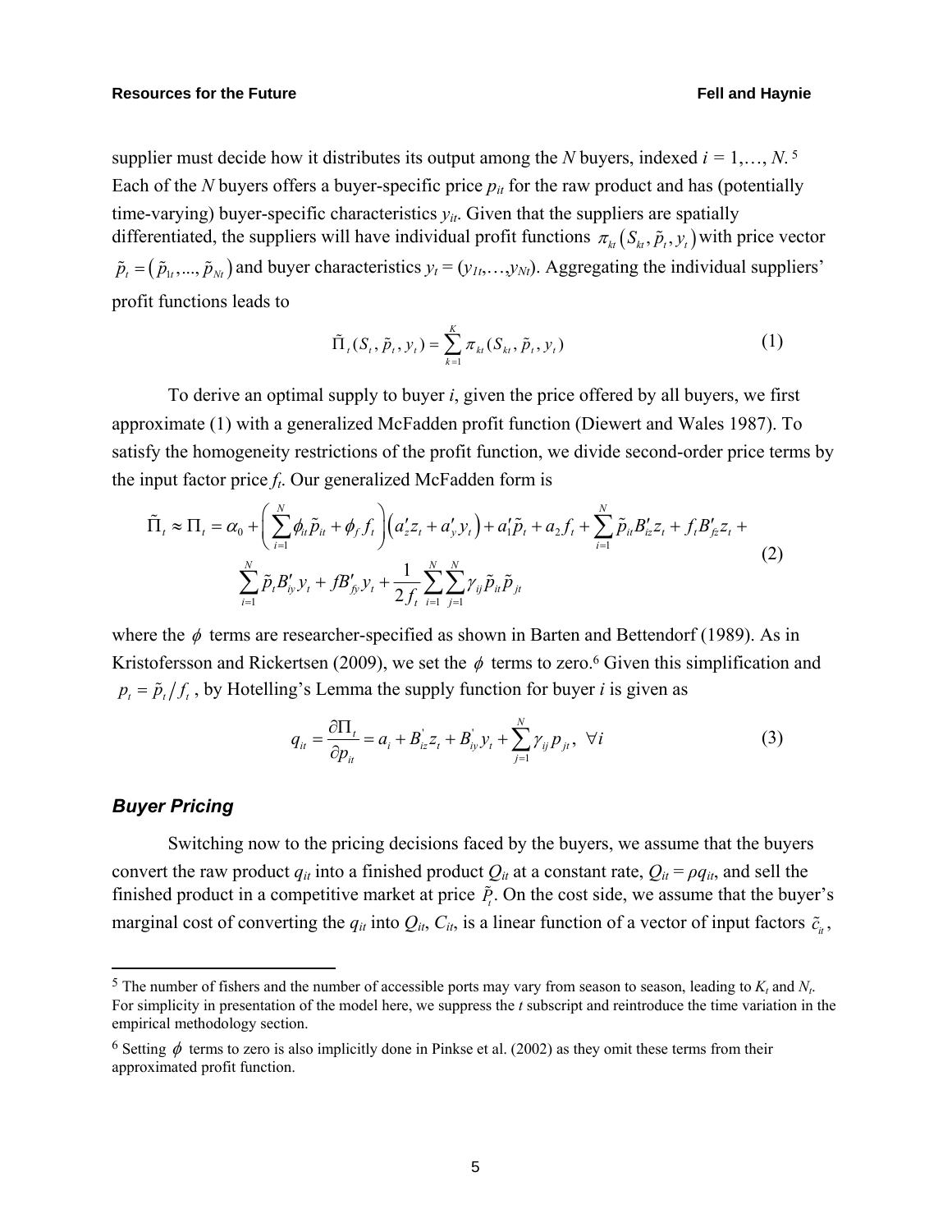supplier must decide how it distributes its output among the $N$ buyers, indexed $i = 1,\ldots, N$.[5] Each of the $N$ buyers offers a buyer-specific price $p_{it}$ for the raw product and has (potentially time-varying) buyer-specific characteristics $y_{it}$. Given that the suppliers are spatially differentiated, the suppliers will have individual profit functions $\pi_{kt}\left(S_{kt}, \tilde{p}_t, y_t\right)$ with price vector $\tilde{p}_t = \left(\tilde{p}_{1t}, \ldots, \tilde{p}_{Nt}\right)$ and buyer characteristics $y_t = (y_{1t},\ldots,y_{Nt})$. Aggregating the individual suppliers' profit functions leads to

$$\tilde{\Pi}_t(S_t, \tilde{p}_t, y_t) = \sum_{k=1}^{K} \pi_{kt}(S_{kt}, \tilde{p}_t, y_t) \tag{1}$$

To derive an optimal supply to buyer $i$, given the price offered by all buyers, we first approximate (1) with a generalized McFadden profit function (Diewert and Wales 1987). To satisfy the homogeneity restrictions of the profit function, we divide second-order price terms by the input factor price $f_t$. Our generalized McFadden form is

$$\begin{aligned}\tilde{\Pi}_t \approx \Pi_t = \alpha_0 + \left(\sum_{i=1}^{N} \phi_{it}\tilde{p}_{it} + \phi_f f_t\right)\left(a_z' z_t + a_y' y_t\right) + a_1'\tilde{p}_t + a_2 f_t + \sum_{i=1}^{N} \tilde{p}_{it} B_{iz}' z_t + f_t B_{fz}' z_t + \\ \sum_{i=1}^{N} \tilde{p}_t B_{iy}' y_t + f B_{fy}' y_t + \frac{1}{2 f_t}\sum_{i=1}^{N}\sum_{j=1}^{N} \gamma_{ij}\tilde{p}_{it}\tilde{p}_{jt}\end{aligned} \tag{2}$$

where the $\phi$ terms are researcher-specified as shown in Barten and Bettendorf (1989). As in Kristofersson and Rickertsen (2009), we set the $\phi$ terms to zero.[6] Given this simplification and $p_t = \tilde{p}_t / f_t$, by Hotelling's Lemma the supply function for buyer $i$ is given as

$$q_{it} = \frac{\partial \Pi_t}{\partial p_{it}} = a_i + B_{iz}' z_t + B_{iy}' y_t + \sum_{j=1}^{N} \gamma_{ij} p_{jt}, \ \ \forall i \tag{3}$$

### *Buyer Pricing*

Switching now to the pricing decisions faced by the buyers, we assume that the buyers convert the raw product $q_{it}$ into a finished product $Q_{it}$ at a constant rate, $Q_{it} = \rho q_{it}$, and sell the finished product in a competitive market at price $\tilde{P}_t$. On the cost side, we assume that the buyer's marginal cost of converting the $q_{it}$ into $Q_{it}$, $C_{it}$, is a linear function of a vector of input factors $\tilde{c}_{it}$,

---

[5] The number of fishers and the number of accessible ports may vary from season to season, leading to $K_t$ and $N_t$. For simplicity in presentation of the model here, we suppress the $t$ subscript and reintroduce the time variation in the empirical methodology section.

[6] Setting $\phi$ terms to zero is also implicitly done in Pinkse et al. (2002) as they omit these terms from their approximated profit function.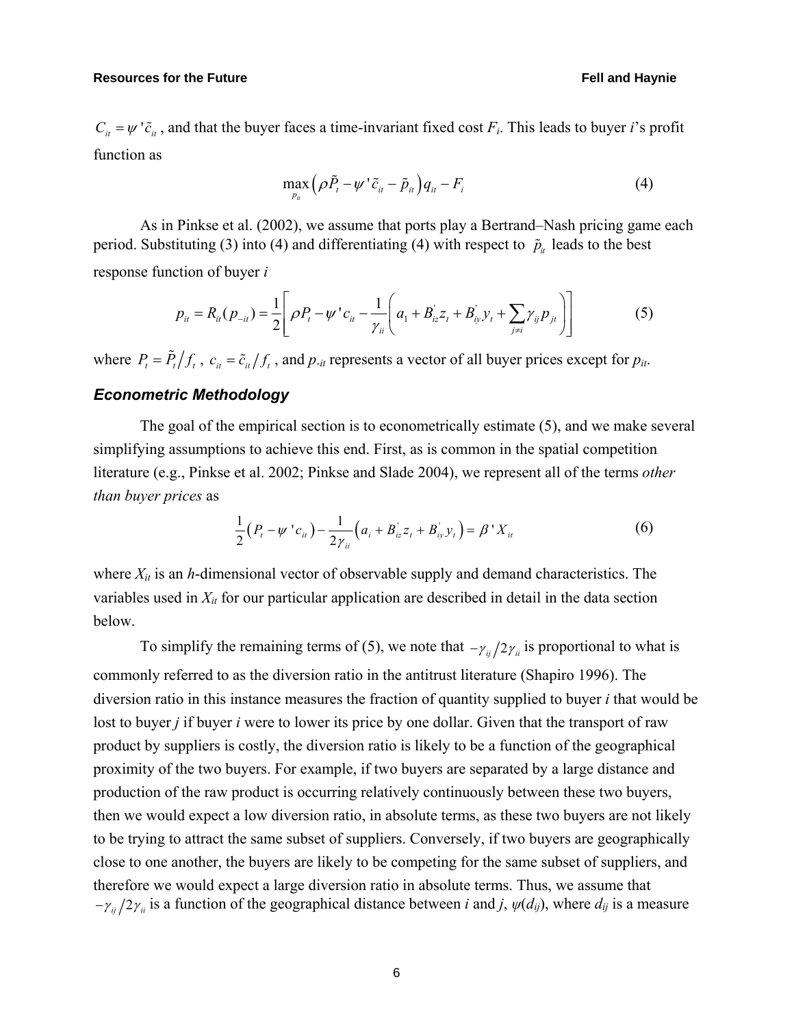$C_{it} = \psi' \tilde{c}_{it}$, and that the buyer faces a time-invariant fixed cost $F_i$. This leads to buyer $i$'s profit function as

$$\max_{p_{it}} \left( \rho \tilde{P}_t - \psi' \tilde{c}_{it} - \tilde{p}_{it} \right) q_{it} - F_i \tag{4}$$

As in Pinkse et al. (2002), we assume that ports play a Bertrand–Nash pricing game each period. Substituting (3) into (4) and differentiating (4) with respect to $\tilde{p}_{it}$ leads to the best response function of buyer $i$

$$p_{it} = R_{it}(p_{-it}) = \frac{1}{2}\left[ \rho P_t - \psi' c_{it} - \frac{1}{\gamma_{ii}} \left( a_1 + B_{iz}^{'} z_t + B_{iy}^{'} y_t + \sum_{j \neq i} \gamma_{ij} p_{jt} \right) \right] \tag{5}$$

where $P_t = \tilde{P}_t / f_t$, $c_{it} = \tilde{c}_{it} / f_t$, and $p_{-it}$ represents a vector of all buyer prices except for $p_{it}$.

### *Econometric Methodology*

The goal of the empirical section is to econometrically estimate (5), and we make several simplifying assumptions to achieve this end. First, as is common in the spatial competition literature (e.g., Pinkse et al. 2002; Pinkse and Slade 2004), we represent all of the terms *other than buyer prices* as

$$\frac{1}{2}\left( P_t - \psi' c_{it} \right) - \frac{1}{2\gamma_{ii}} \left( a_i + B_{iz}^{'} z_t + B_{iy}^{'} y_t \right) = \beta' X_{it} \tag{6}$$

where $X_{it}$ is an $h$-dimensional vector of observable supply and demand characteristics. The variables used in $X_{it}$ for our particular application are described in detail in the data section below.

To simplify the remaining terms of (5), we note that $-\gamma_{ij}/2\gamma_{ii}$ is proportional to what is commonly referred to as the diversion ratio in the antitrust literature (Shapiro 1996). The diversion ratio in this instance measures the fraction of quantity supplied to buyer $i$ that would be lost to buyer $j$ if buyer $i$ were to lower its price by one dollar. Given that the transport of raw product by suppliers is costly, the diversion ratio is likely to be a function of the geographical proximity of the two buyers. For example, if two buyers are separated by a large distance and production of the raw product is occurring relatively continuously between these two buyers, then we would expect a low diversion ratio, in absolute terms, as these two buyers are not likely to be trying to attract the same subset of suppliers. Conversely, if two buyers are geographically close to one another, the buyers are likely to be competing for the same subset of suppliers, and therefore we would expect a large diversion ratio in absolute terms. Thus, we assume that $-\gamma_{ij}/2\gamma_{ii}$ is a function of the geographical distance between $i$ and $j$, $\psi(d_{ij})$, where $d_{ij}$ is a measure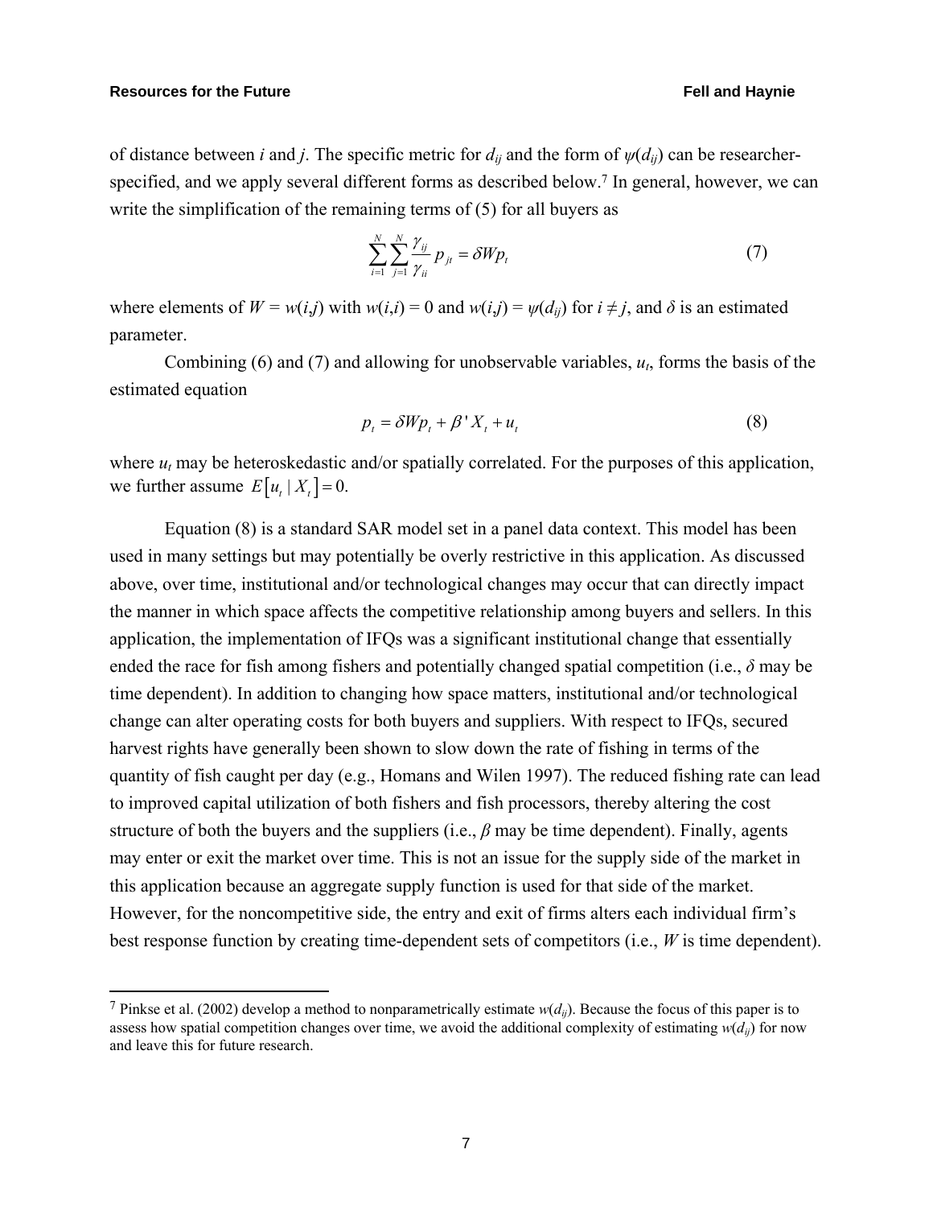of distance between $i$ and $j$. The specific metric for $d_{ij}$ and the form of $\psi(d_{ij})$ can be researcher-specified, and we apply several different forms as described below.[7] In general, however, we can write the simplification of the remaining terms of (5) for all buyers as

$$\sum_{i=1}^{N}\sum_{j=1}^{N}\frac{\gamma_{ij}}{\gamma_{ii}}p_{jt} = \delta W p_t \tag{7}$$

where elements of $W = w(i,j)$ with $w(i,i) = 0$ and $w(i,j) = \psi(d_{ij})$ for $i \neq j$, and $\delta$ is an estimated parameter.

Combining (6) and (7) and allowing for unobservable variables, $u_t$, forms the basis of the estimated equation

$$p_t = \delta W p_t + \beta' X_t + u_t \tag{8}$$

where $u_t$ may be heteroskedastic and/or spatially correlated. For the purposes of this application, we further assume $E\left[u_t \mid X_t\right] = 0$.

Equation (8) is a standard SAR model set in a panel data context. This model has been used in many settings but may potentially be overly restrictive in this application. As discussed above, over time, institutional and/or technological changes may occur that can directly impact the manner in which space affects the competitive relationship among buyers and sellers. In this application, the implementation of IFQs was a significant institutional change that essentially ended the race for fish among fishers and potentially changed spatial competition (i.e., $\delta$ may be time dependent). In addition to changing how space matters, institutional and/or technological change can alter operating costs for both buyers and suppliers. With respect to IFQs, secured harvest rights have generally been shown to slow down the rate of fishing in terms of the quantity of fish caught per day (e.g., Homans and Wilen 1997). The reduced fishing rate can lead to improved capital utilization of both fishers and fish processors, thereby altering the cost structure of both the buyers and the suppliers (i.e., $\beta$ may be time dependent). Finally, agents may enter or exit the market over time. This is not an issue for the supply side of the market in this application because an aggregate supply function is used for that side of the market. However, for the noncompetitive side, the entry and exit of firms alters each individual firm's best response function by creating time-dependent sets of competitors (i.e., $W$ is time dependent).

---

[7] Pinkse et al. (2002) develop a method to nonparametrically estimate $w(d_{ij})$. Because the focus of this paper is to assess how spatial competition changes over time, we avoid the additional complexity of estimating $w(d_{ij})$ for now and leave this for future research.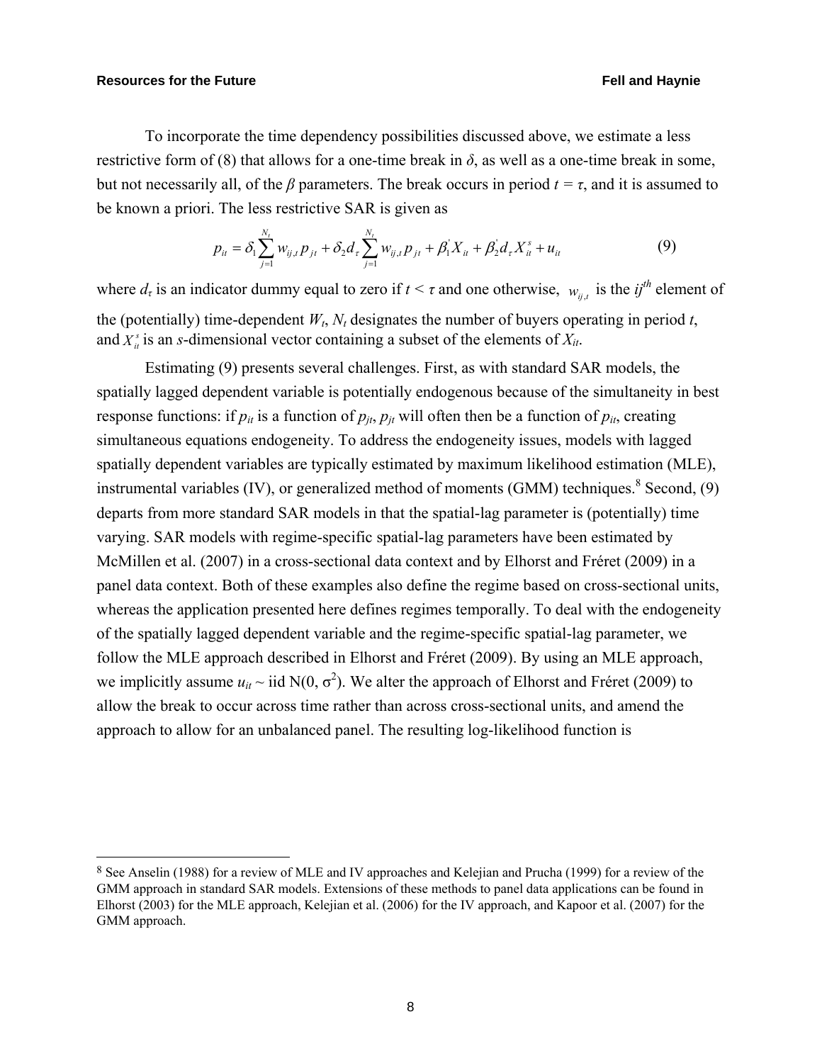To incorporate the time dependency possibilities discussed above, we estimate a less restrictive form of (8) that allows for a one-time break in $\delta$, as well as a one-time break in some, but not necessarily all, of the $\beta$ parameters. The break occurs in period $t = \tau$, and it is assumed to be known a priori. The less restrictive SAR is given as

$$p_{it} = \delta_1 \sum_{j=1}^{N_t} w_{ij,t} p_{jt} + \delta_2 d_\tau \sum_{j=1}^{N_t} w_{ij,t} p_{jt} + \beta_1' X_{it} + \beta_2' d_\tau X_{it}^s + u_{it} \tag{9}$$

where $d_\tau$ is an indicator dummy equal to zero if $t < \tau$ and one otherwise, $w_{ij,t}$ is the $ij^{th}$ element of the (potentially) time-dependent $W_t$, $N_t$ designates the number of buyers operating in period $t$, and $X_{it}^s$ is an $s$-dimensional vector containing a subset of the elements of $X_{it}$.

Estimating (9) presents several challenges. First, as with standard SAR models, the spatially lagged dependent variable is potentially endogenous because of the simultaneity in best response functions: if $p_{it}$ is a function of $p_{jt}$, $p_{jt}$ will often then be a function of $p_{it}$, creating simultaneous equations endogeneity. To address the endogeneity issues, models with lagged spatially dependent variables are typically estimated by maximum likelihood estimation (MLE), instrumental variables (IV), or generalized method of moments (GMM) techniques.[8] Second, (9) departs from more standard SAR models in that the spatial-lag parameter is (potentially) time varying. SAR models with regime-specific spatial-lag parameters have been estimated by McMillen et al. (2007) in a cross-sectional data context and by Elhorst and Fréret (2009) in a panel data context. Both of these examples also define the regime based on cross-sectional units, whereas the application presented here defines regimes temporally. To deal with the endogeneity of the spatially lagged dependent variable and the regime-specific spatial-lag parameter, we follow the MLE approach described in Elhorst and Fréret (2009). By using an MLE approach, we implicitly assume $u_{it} \sim$ iid $N(0, \sigma^2)$. We alter the approach of Elhorst and Fréret (2009) to allow the break to occur across time rather than across cross-sectional units, and amend the approach to allow for an unbalanced panel. The resulting log-likelihood function is

[8] See Anselin (1988) for a review of MLE and IV approaches and Kelejian and Prucha (1999) for a review of the GMM approach in standard SAR models. Extensions of these methods to panel data applications can be found in Elhorst (2003) for the MLE approach, Kelejian et al. (2006) for the IV approach, and Kapoor et al. (2007) for the GMM approach.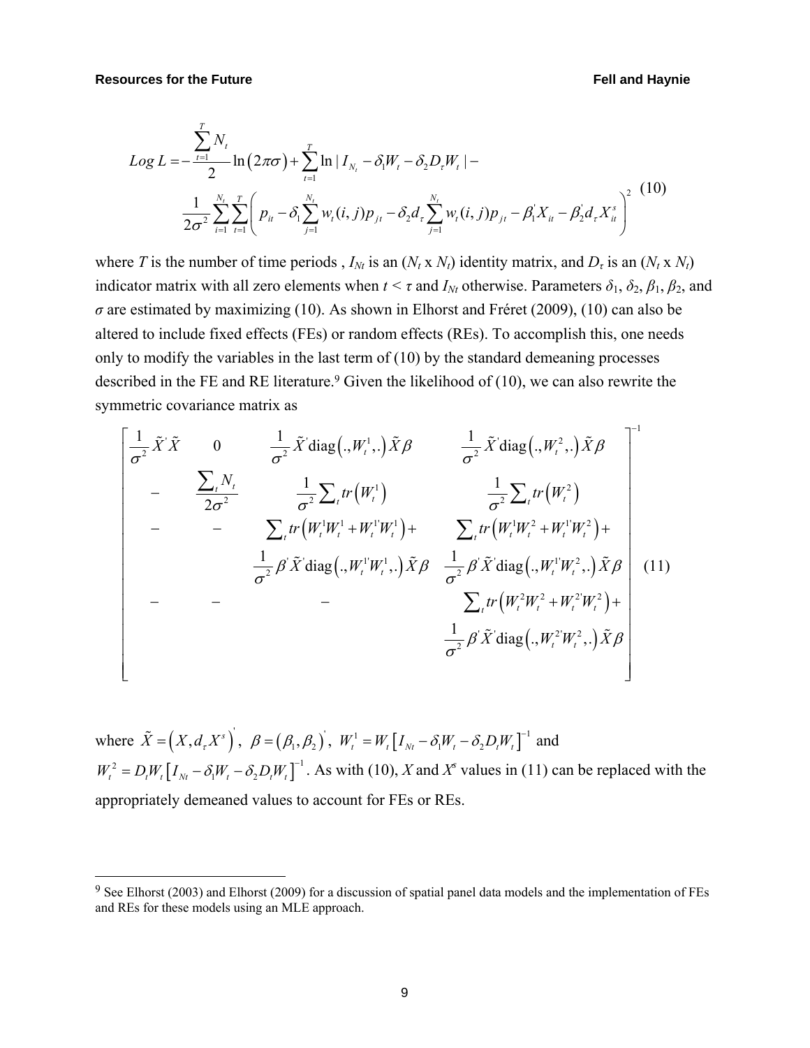$$Log\, L = -\frac{\sum_{t=1}^{T} N_t}{2} \ln\left(2\pi\sigma\right) + \sum_{t=1}^{T} \ln | I_{N_t} - \delta_1 W_t - \delta_2 D_\tau W_t | - \frac{1}{2\sigma^2} \sum_{i=1}^{N_t} \sum_{t=1}^{T} \left( p_{it} - \delta_1 \sum_{j=1}^{N_t} w_t(i,j) p_{jt} - \delta_2 d_\tau \sum_{j=1}^{N_t} w_t(i,j) p_{jt} - \beta_1^{'} X_{it} - \beta_2^{'} d_\tau X_{it}^{s} \right)^2 \quad (10)$$

where $T$ is the number of time periods , $I_{Nt}$ is an ($N_t$ x $N_t$) identity matrix, and $D_\tau$ is an ($N_t$ x $N_t$) indicator matrix with all zero elements when $t < \tau$ and $I_{Nt}$ otherwise. Parameters $\delta_1$, $\delta_2$, $\beta_1$, $\beta_2$, and $\sigma$ are estimated by maximizing (10). As shown in Elhorst and Fréret (2009), (10) can also be altered to include fixed effects (FEs) or random effects (REs). To accomplish this, one needs only to modify the variables in the last term of (10) by the standard demeaning processes described in the FE and RE literature.[9] Given the likelihood of (10), we can also rewrite the symmetric covariance matrix as

$$\begin{bmatrix} \frac{1}{\sigma^2}\tilde{X}^{'}\tilde{X} & 0 & \frac{1}{\sigma^2}\tilde{X}^{'}\text{diag}\left(.,W_t^1,.\right)\tilde{X}\beta & \frac{1}{\sigma^2}\tilde{X}^{'}\text{diag}\left(.,W_t^2,.\right)\tilde{X}\beta \\ - & \frac{\sum_t N_t}{2\sigma^2} & \frac{1}{\sigma^2}\sum_t tr\left(W_t^1\right) & \frac{1}{\sigma^2}\sum_t tr\left(W_t^2\right) \\ - & - & \sum_t tr\left(W_t^1 W_t^1 + W_t^{1'} W_t^1\right) + \frac{1}{\sigma^2}\beta^{'}\tilde{X}^{'}\text{diag}\left(.,W_t^{1'} W_t^1,.\right)\tilde{X}\beta & \sum_t tr\left(W_t^1 W_t^2 + W_t^{1'} W_t^2\right) + \frac{1}{\sigma^2}\beta^{'}\tilde{X}^{'}\text{diag}\left(.,W_t^{1'} W_t^2,.\right)\tilde{X}\beta \\ - & - & - & \sum_t tr\left(W_t^2 W_t^2 + W_t^{2'} W_t^2\right) + \frac{1}{\sigma^2}\beta^{'}\tilde{X}^{'}\text{diag}\left(.,W_t^{2'} W_t^2,.\right)\tilde{X}\beta \end{bmatrix}^{-1} \quad (11)$$

where $\tilde{X} = \left(X, d_\tau X^s\right)^{'}$, $\beta = \left(\beta_1, \beta_2\right)^{'}$, $W_t^1 = W_t\left[I_{Nt} - \delta_1 W_t - \delta_2 D_t W_t\right]^{-1}$ and $W_t^2 = D_t W_t\left[I_{Nt} - \delta_1 W_t - \delta_2 D_t W_t\right]^{-1}$. As with (10), $X$ and $X^s$ values in (11) can be replaced with the appropriately demeaned values to account for FEs or REs.

[9] See Elhorst (2003) and Elhorst (2009) for a discussion of spatial panel data models and the implementation of FEs and REs for these models using an MLE approach.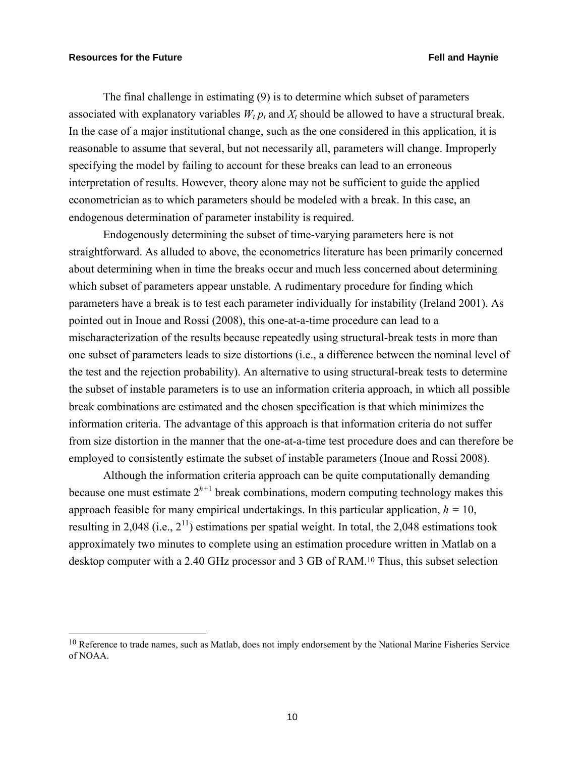The final challenge in estimating (9) is to determine which subset of parameters associated with explanatory variables $W_t p_t$ and $X_t$ should be allowed to have a structural break. In the case of a major institutional change, such as the one considered in this application, it is reasonable to assume that several, but not necessarily all, parameters will change. Improperly specifying the model by failing to account for these breaks can lead to an erroneous interpretation of results. However, theory alone may not be sufficient to guide the applied econometrician as to which parameters should be modeled with a break. In this case, an endogenous determination of parameter instability is required.

Endogenously determining the subset of time-varying parameters here is not straightforward. As alluded to above, the econometrics literature has been primarily concerned about determining when in time the breaks occur and much less concerned about determining which subset of parameters appear unstable. A rudimentary procedure for finding which parameters have a break is to test each parameter individually for instability (Ireland 2001). As pointed out in Inoue and Rossi (2008), this one-at-a-time procedure can lead to a mischaracterization of the results because repeatedly using structural-break tests in more than one subset of parameters leads to size distortions (i.e., a difference between the nominal level of the test and the rejection probability). An alternative to using structural-break tests to determine the subset of instable parameters is to use an information criteria approach, in which all possible break combinations are estimated and the chosen specification is that which minimizes the information criteria. The advantage of this approach is that information criteria do not suffer from size distortion in the manner that the one-at-a-time test procedure does and can therefore be employed to consistently estimate the subset of instable parameters (Inoue and Rossi 2008).

Although the information criteria approach can be quite computationally demanding because one must estimate $2^{h+1}$ break combinations, modern computing technology makes this approach feasible for many empirical undertakings. In this particular application, $h = 10$, resulting in 2,048 (i.e., $2^{11}$) estimations per spatial weight. In total, the 2,048 estimations took approximately two minutes to complete using an estimation procedure written in Matlab on a desktop computer with a 2.40 GHz processor and 3 GB of RAM.[10] Thus, this subset selection

[10] Reference to trade names, such as Matlab, does not imply endorsement by the National Marine Fisheries Service of NOAA.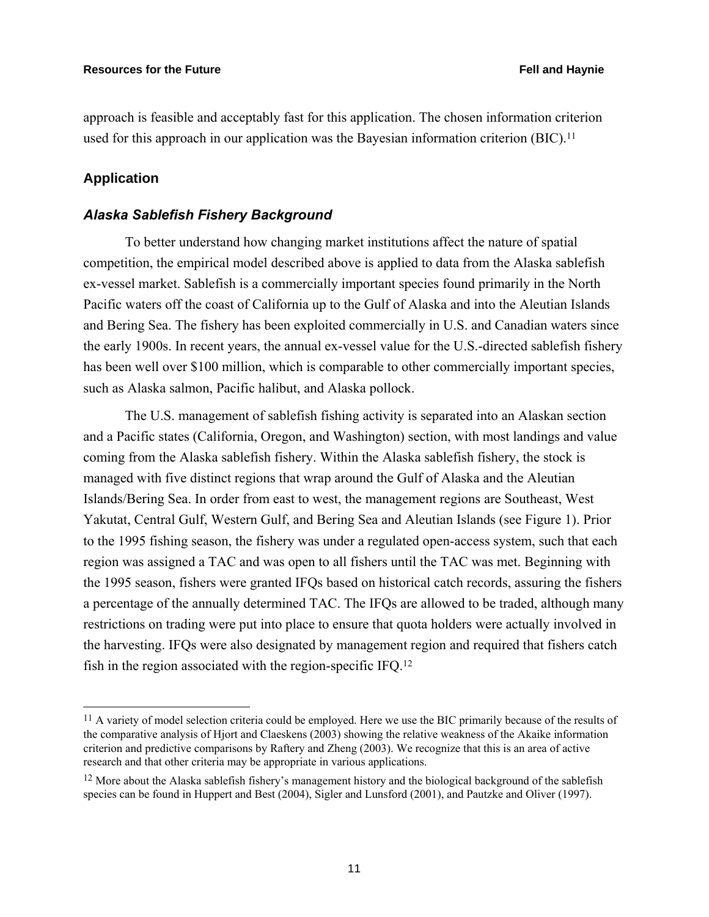approach is feasible and acceptably fast for this application. The chosen information criterion used for this approach in our application was the Bayesian information criterion (BIC).[11]

## Application

### *Alaska Sablefish Fishery Background*

To better understand how changing market institutions affect the nature of spatial competition, the empirical model described above is applied to data from the Alaska sablefish ex-vessel market. Sablefish is a commercially important species found primarily in the North Pacific waters off the coast of California up to the Gulf of Alaska and into the Aleutian Islands and Bering Sea. The fishery has been exploited commercially in U.S. and Canadian waters since the early 1900s. In recent years, the annual ex-vessel value for the U.S.-directed sablefish fishery has been well over $100 million, which is comparable to other commercially important species, such as Alaska salmon, Pacific halibut, and Alaska pollock.

The U.S. management of sablefish fishing activity is separated into an Alaskan section and a Pacific states (California, Oregon, and Washington) section, with most landings and value coming from the Alaska sablefish fishery. Within the Alaska sablefish fishery, the stock is managed with five distinct regions that wrap around the Gulf of Alaska and the Aleutian Islands/Bering Sea. In order from east to west, the management regions are Southeast, West Yakutat, Central Gulf, Western Gulf, and Bering Sea and Aleutian Islands (see Figure 1). Prior to the 1995 fishing season, the fishery was under a regulated open-access system, such that each region was assigned a TAC and was open to all fishers until the TAC was met. Beginning with the 1995 season, fishers were granted IFQs based on historical catch records, assuring the fishers a percentage of the annually determined TAC. The IFQs are allowed to be traded, although many restrictions on trading were put into place to ensure that quota holders were actually involved in the harvesting. IFQs were also designated by management region and required that fishers catch fish in the region associated with the region-specific IFQ.[12]

---

[11] A variety of model selection criteria could be employed. Here we use the BIC primarily because of the results of the comparative analysis of Hjort and Claeskens (2003) showing the relative weakness of the Akaike information criterion and predictive comparisons by Raftery and Zheng (2003). We recognize that this is an area of active research and that other criteria may be appropriate in various applications.

[12] More about the Alaska sablefish fishery's management history and the biological background of the sablefish species can be found in Huppert and Best (2004), Sigler and Lunsford (2001), and Pautzke and Oliver (1997).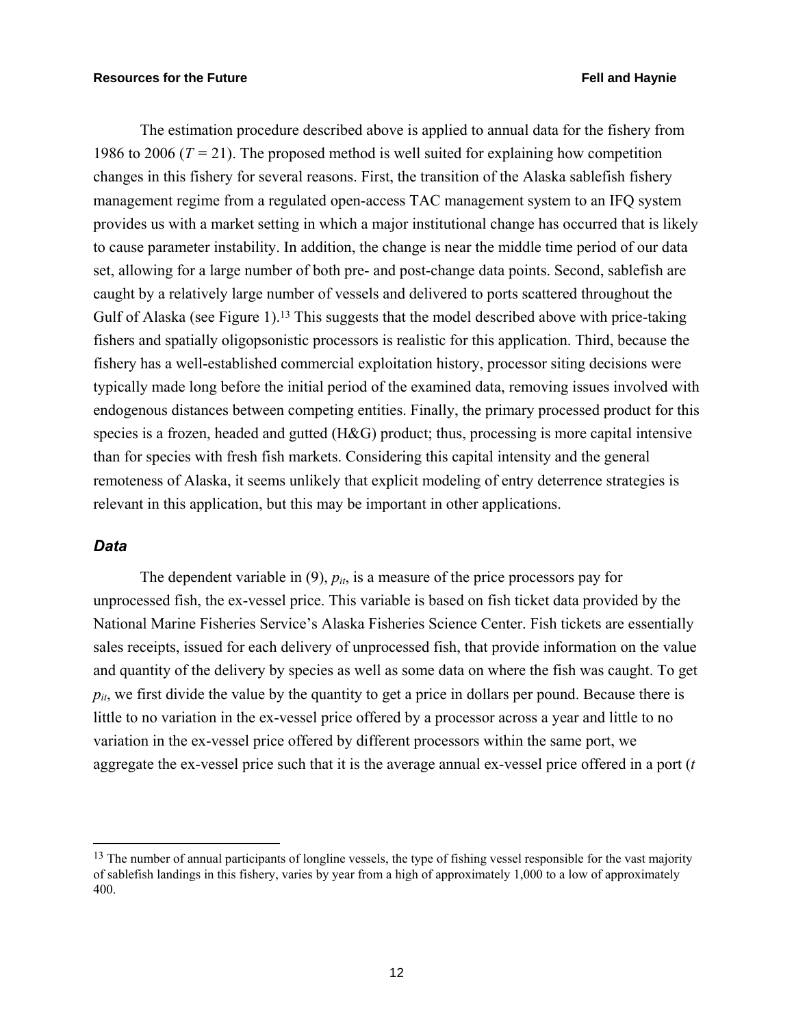The estimation procedure described above is applied to annual data for the fishery from 1986 to 2006 ($T = 21$). The proposed method is well suited for explaining how competition changes in this fishery for several reasons. First, the transition of the Alaska sablefish fishery management regime from a regulated open-access TAC management system to an IFQ system provides us with a market setting in which a major institutional change has occurred that is likely to cause parameter instability. In addition, the change is near the middle time period of our data set, allowing for a large number of both pre- and post-change data points. Second, sablefish are caught by a relatively large number of vessels and delivered to ports scattered throughout the Gulf of Alaska (see Figure 1).[13] This suggests that the model described above with price-taking fishers and spatially oligopsonistic processors is realistic for this application. Third, because the fishery has a well-established commercial exploitation history, processor siting decisions were typically made long before the initial period of the examined data, removing issues involved with endogenous distances between competing entities. Finally, the primary processed product for this species is a frozen, headed and gutted (H&G) product; thus, processing is more capital intensive than for species with fresh fish markets. Considering this capital intensity and the general remoteness of Alaska, it seems unlikely that explicit modeling of entry deterrence strategies is relevant in this application, but this may be important in other applications.

### *Data*

The dependent variable in (9), $p_{it}$, is a measure of the price processors pay for unprocessed fish, the ex-vessel price. This variable is based on fish ticket data provided by the National Marine Fisheries Service's Alaska Fisheries Science Center. Fish tickets are essentially sales receipts, issued for each delivery of unprocessed fish, that provide information on the value and quantity of the delivery by species as well as some data on where the fish was caught. To get $p_{it}$, we first divide the value by the quantity to get a price in dollars per pound. Because there is little to no variation in the ex-vessel price offered by a processor across a year and little to no variation in the ex-vessel price offered by different processors within the same port, we aggregate the ex-vessel price such that it is the average annual ex-vessel price offered in a port ($t$

---

[13] The number of annual participants of longline vessels, the type of fishing vessel responsible for the vast majority of sablefish landings in this fishery, varies by year from a high of approximately 1,000 to a low of approximately 400.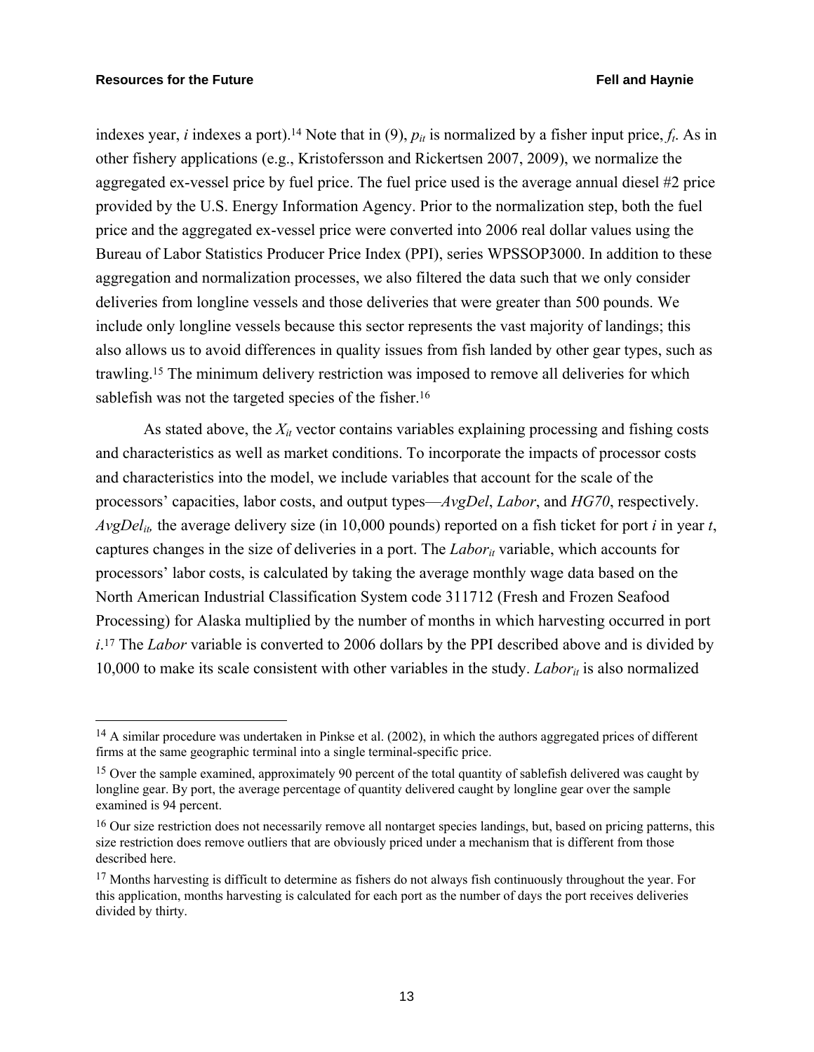indexes year, $i$ indexes a port).[14] Note that in (9), $p_{it}$ is normalized by a fisher input price, $f_t$. As in other fishery applications (e.g., Kristofersson and Rickertsen 2007, 2009), we normalize the aggregated ex-vessel price by fuel price. The fuel price used is the average annual diesel #2 price provided by the U.S. Energy Information Agency. Prior to the normalization step, both the fuel price and the aggregated ex-vessel price were converted into 2006 real dollar values using the Bureau of Labor Statistics Producer Price Index (PPI), series WPSSOP3000. In addition to these aggregation and normalization processes, we also filtered the data such that we only consider deliveries from longline vessels and those deliveries that were greater than 500 pounds. We include only longline vessels because this sector represents the vast majority of landings; this also allows us to avoid differences in quality issues from fish landed by other gear types, such as trawling.[15] The minimum delivery restriction was imposed to remove all deliveries for which sablefish was not the targeted species of the fisher.[16]

As stated above, the $X_{it}$ vector contains variables explaining processing and fishing costs and characteristics as well as market conditions. To incorporate the impacts of processor costs and characteristics into the model, we include variables that account for the scale of the processors' capacities, labor costs, and output types—*AvgDel*, *Labor*, and *HG70*, respectively. $AvgDel_{it}$, the average delivery size (in 10,000 pounds) reported on a fish ticket for port $i$ in year $t$, captures changes in the size of deliveries in a port. The $Labor_{it}$ variable, which accounts for processors' labor costs, is calculated by taking the average monthly wage data based on the North American Industrial Classification System code 311712 (Fresh and Frozen Seafood Processing) for Alaska multiplied by the number of months in which harvesting occurred in port $i$.[17] The *Labor* variable is converted to 2006 dollars by the PPI described above and is divided by 10,000 to make its scale consistent with other variables in the study. $Labor_{it}$ is also normalized

[14] A similar procedure was undertaken in Pinkse et al. (2002), in which the authors aggregated prices of different firms at the same geographic terminal into a single terminal-specific price.

[15] Over the sample examined, approximately 90 percent of the total quantity of sablefish delivered was caught by longline gear. By port, the average percentage of quantity delivered caught by longline gear over the sample examined is 94 percent.

[16] Our size restriction does not necessarily remove all nontarget species landings, but, based on pricing patterns, this size restriction does remove outliers that are obviously priced under a mechanism that is different from those described here.

[17] Months harvesting is difficult to determine as fishers do not always fish continuously throughout the year. For this application, months harvesting is calculated for each port as the number of days the port receives deliveries divided by thirty.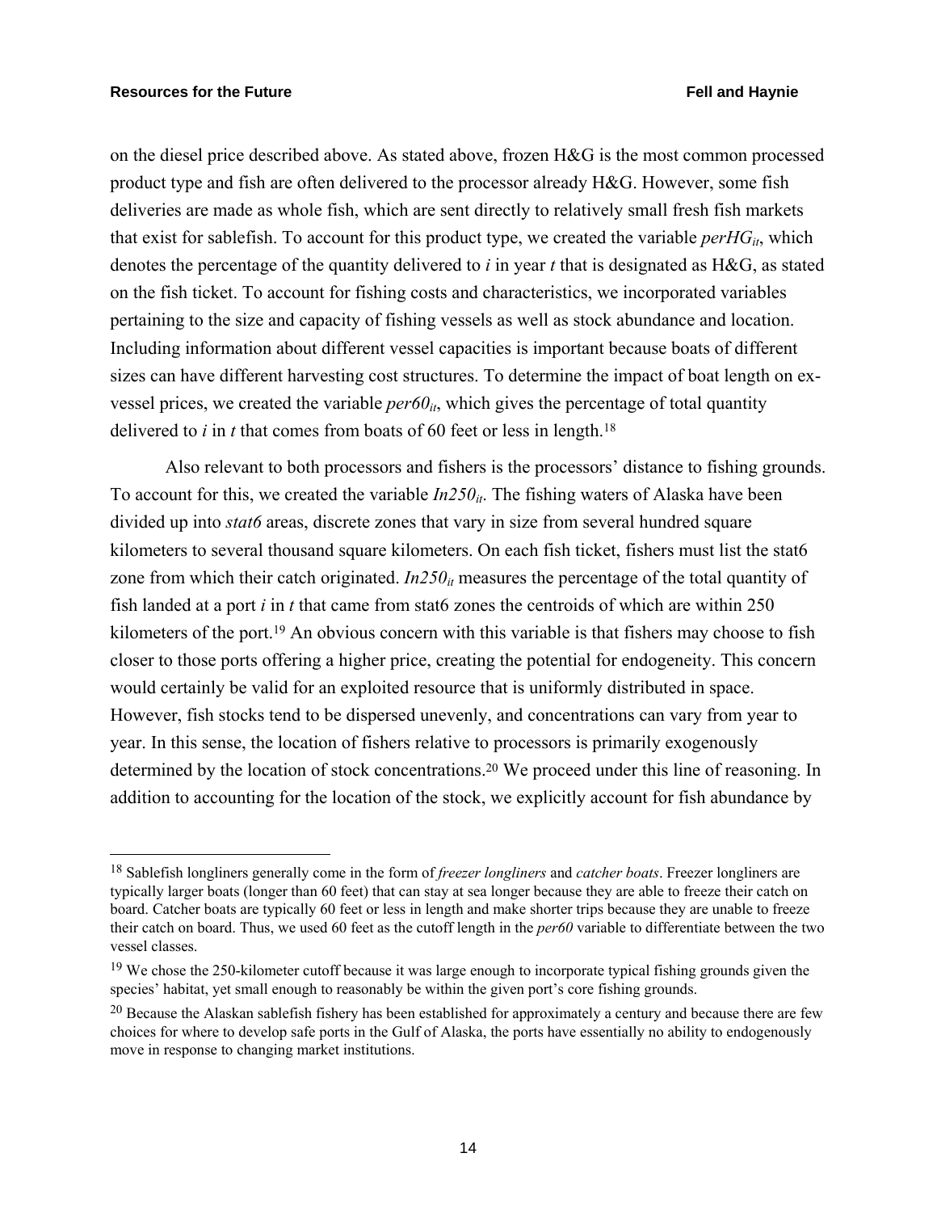on the diesel price described above. As stated above, frozen H&G is the most common processed product type and fish are often delivered to the processor already H&G. However, some fish deliveries are made as whole fish, which are sent directly to relatively small fresh fish markets that exist for sablefish. To account for this product type, we created the variable $perHG_{it}$, which denotes the percentage of the quantity delivered to $i$ in year $t$ that is designated as H&G, as stated on the fish ticket. To account for fishing costs and characteristics, we incorporated variables pertaining to the size and capacity of fishing vessels as well as stock abundance and location. Including information about different vessel capacities is important because boats of different sizes can have different harvesting cost structures. To determine the impact of boat length on ex-vessel prices, we created the variable $per60_{it}$, which gives the percentage of total quantity delivered to $i$ in $t$ that comes from boats of 60 feet or less in length.[18]

Also relevant to both processors and fishers is the processors' distance to fishing grounds. To account for this, we created the variable $In250_{it}$. The fishing waters of Alaska have been divided up into *stat6* areas, discrete zones that vary in size from several hundred square kilometers to several thousand square kilometers. On each fish ticket, fishers must list the stat6 zone from which their catch originated. $In250_{it}$ measures the percentage of the total quantity of fish landed at a port $i$ in $t$ that came from stat6 zones the centroids of which are within 250 kilometers of the port.[19] An obvious concern with this variable is that fishers may choose to fish closer to those ports offering a higher price, creating the potential for endogeneity. This concern would certainly be valid for an exploited resource that is uniformly distributed in space. However, fish stocks tend to be dispersed unevenly, and concentrations can vary from year to year. In this sense, the location of fishers relative to processors is primarily exogenously determined by the location of stock concentrations.[20] We proceed under this line of reasoning. In addition to accounting for the location of the stock, we explicitly account for fish abundance by

---

[18] Sablefish longliners generally come in the form of *freezer longliners* and *catcher boats*. Freezer longliners are typically larger boats (longer than 60 feet) that can stay at sea longer because they are able to freeze their catch on board. Catcher boats are typically 60 feet or less in length and make shorter trips because they are unable to freeze their catch on board. Thus, we used 60 feet as the cutoff length in the *per60* variable to differentiate between the two vessel classes.

[19] We chose the 250-kilometer cutoff because it was large enough to incorporate typical fishing grounds given the species' habitat, yet small enough to reasonably be within the given port's core fishing grounds.

[20] Because the Alaskan sablefish fishery has been established for approximately a century and because there are few choices for where to develop safe ports in the Gulf of Alaska, the ports have essentially no ability to endogenously move in response to changing market institutions.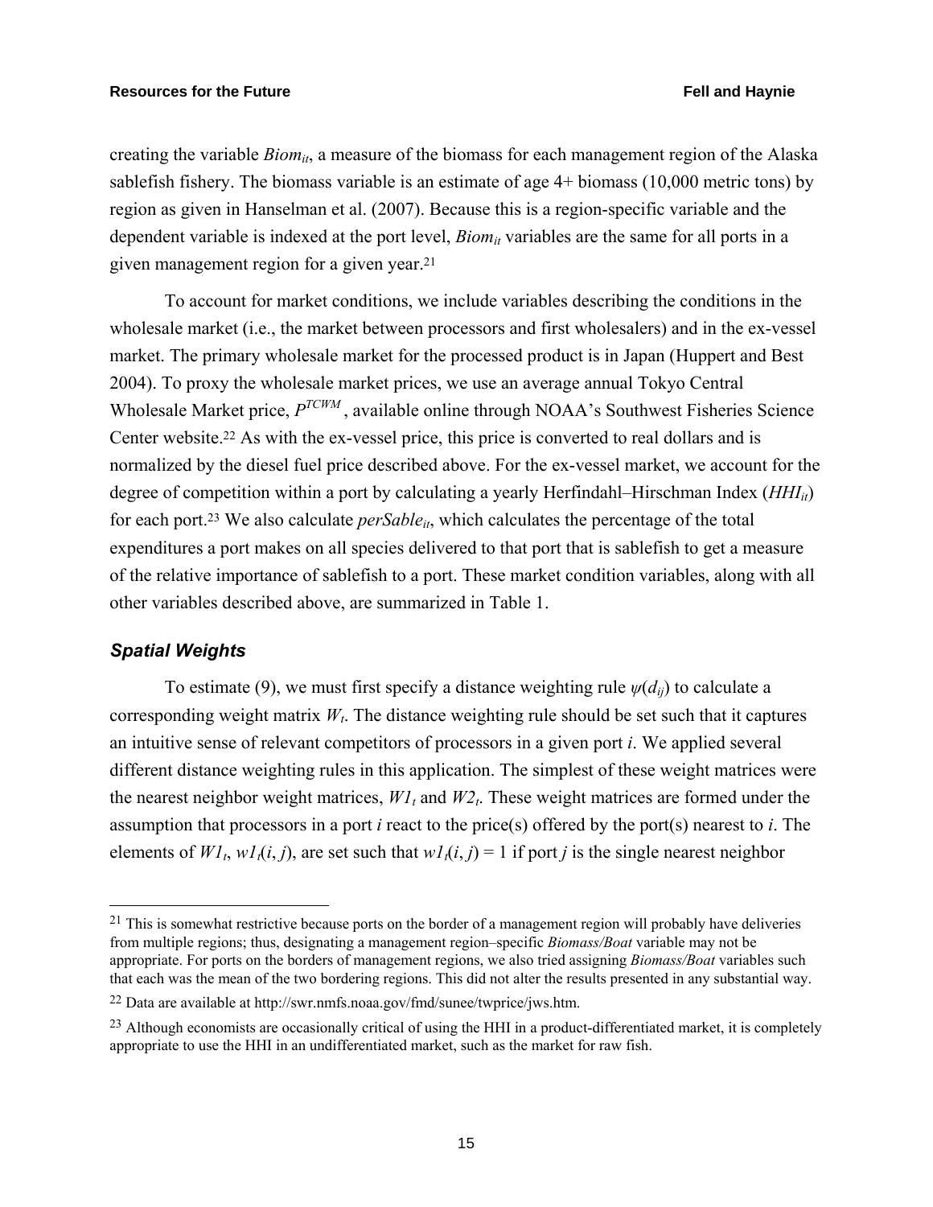creating the variable $Biom_{it}$, a measure of the biomass for each management region of the Alaska sablefish fishery. The biomass variable is an estimate of age 4+ biomass (10,000 metric tons) by region as given in Hanselman et al. (2007). Because this is a region-specific variable and the dependent variable is indexed at the port level, $Biom_{it}$ variables are the same for all ports in a given management region for a given year.[21]

To account for market conditions, we include variables describing the conditions in the wholesale market (i.e., the market between processors and first wholesalers) and in the ex-vessel market. The primary wholesale market for the processed product is in Japan (Huppert and Best 2004). To proxy the wholesale market prices, we use an average annual Tokyo Central Wholesale Market price, $P^{TCWM}$, available online through NOAA's Southwest Fisheries Science Center website.[22] As with the ex-vessel price, this price is converted to real dollars and is normalized by the diesel fuel price described above. For the ex-vessel market, we account for the degree of competition within a port by calculating a yearly Herfindahl–Hirschman Index ($HHI_{it}$) for each port.[23] We also calculate $perSable_{it}$, which calculates the percentage of the total expenditures a port makes on all species delivered to that port that is sablefish to get a measure of the relative importance of sablefish to a port. These market condition variables, along with all other variables described above, are summarized in Table 1.

### *Spatial Weights*

To estimate (9), we must first specify a distance weighting rule $\psi(d_{ij})$ to calculate a corresponding weight matrix $W_t$. The distance weighting rule should be set such that it captures an intuitive sense of relevant competitors of processors in a given port $i$. We applied several different distance weighting rules in this application. The simplest of these weight matrices were the nearest neighbor weight matrices, $W1_t$ and $W2_t$. These weight matrices are formed under the assumption that processors in a port $i$ react to the price(s) offered by the port(s) nearest to $i$. The elements of $W1_t$, $w1_t(i, j)$, are set such that $w1_t(i, j) = 1$ if port $j$ is the single nearest neighbor

---

[21] This is somewhat restrictive because ports on the border of a management region will probably have deliveries from multiple regions; thus, designating a management region–specific *Biomass/Boat* variable may not be appropriate. For ports on the borders of management regions, we also tried assigning *Biomass/Boat* variables such that each was the mean of the two bordering regions. This did not alter the results presented in any substantial way.

[22] Data are available at http://swr.nmfs.noaa.gov/fmd/sunee/twprice/jws.htm.

[23] Although economists are occasionally critical of using the HHI in a product-differentiated market, it is completely appropriate to use the HHI in an undifferentiated market, such as the market for raw fish.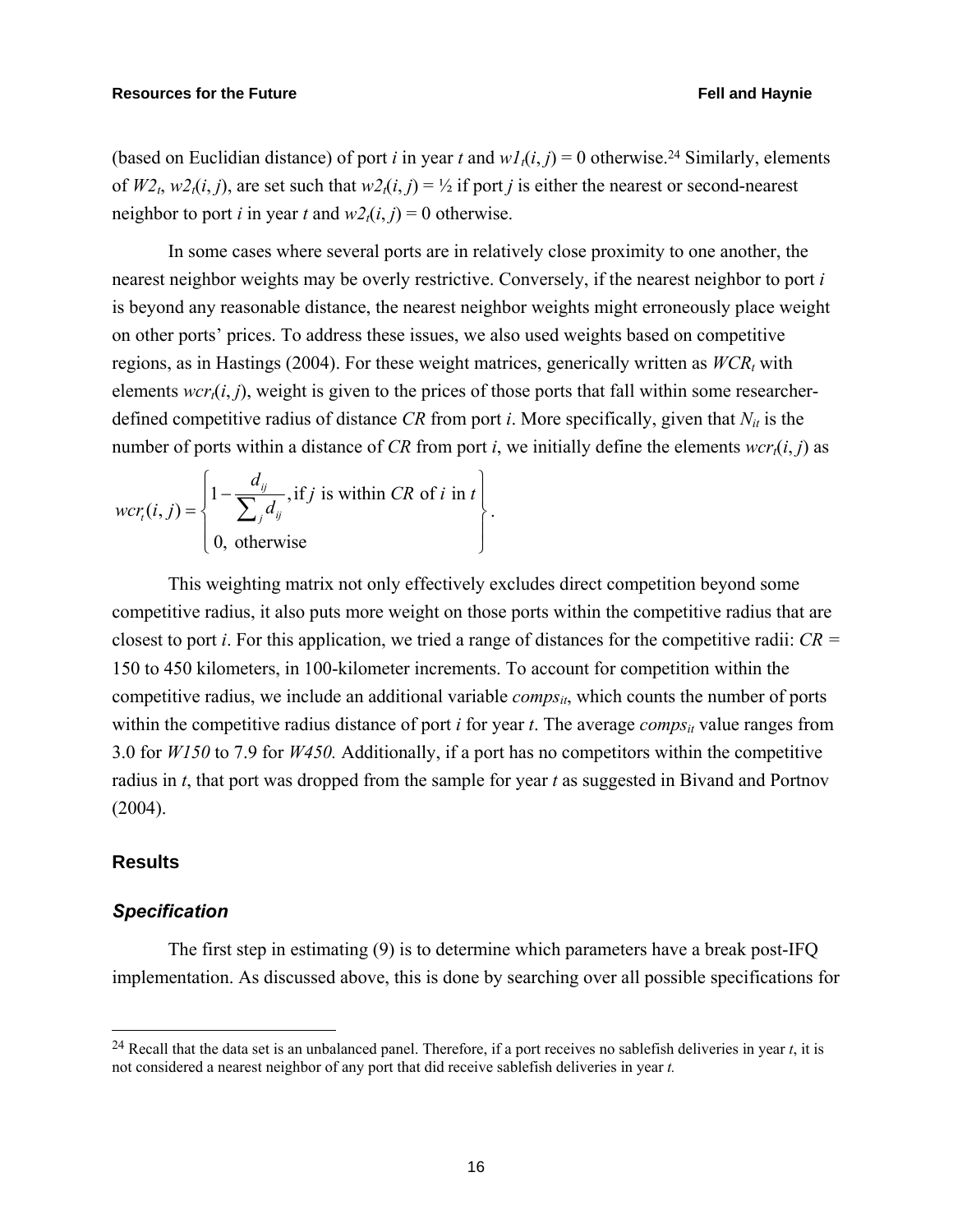(based on Euclidian distance) of port $i$ in year $t$ and $w1_t(i, j) = 0$ otherwise.[24] Similarly, elements of $W2_t$, $w2_t(i, j)$, are set such that $w2_t(i, j) = ½$ if port $j$ is either the nearest or second-nearest neighbor to port $i$ in year $t$ and $w2_t(i, j) = 0$ otherwise.

In some cases where several ports are in relatively close proximity to one another, the nearest neighbor weights may be overly restrictive. Conversely, if the nearest neighbor to port $i$ is beyond any reasonable distance, the nearest neighbor weights might erroneously place weight on other ports' prices. To address these issues, we also used weights based on competitive regions, as in Hastings (2004). For these weight matrices, generically written as $WCR_t$ with elements $wcr_t(i, j)$, weight is given to the prices of those ports that fall within some researcher-defined competitive radius of distance $CR$ from port $i$. More specifically, given that $N_{it}$ is the number of ports within a distance of $CR$ from port $i$, we initially define the elements $wcr_t(i, j)$ as

$$wcr_t(i, j) = \begin{Bmatrix} 1 - \dfrac{d_{ij}}{\sum_j d_{ij}}, \text{if } j \text{ is within } CR \text{ of } i \text{ in } t \\ 0, \text{ otherwise} \end{Bmatrix}.$$

This weighting matrix not only effectively excludes direct competition beyond some competitive radius, it also puts more weight on those ports within the competitive radius that are closest to port $i$. For this application, we tried a range of distances for the competitive radii: $CR$ = 150 to 450 kilometers, in 100-kilometer increments. To account for competition within the competitive radius, we include an additional variable $comps_{it}$, which counts the number of ports within the competitive radius distance of port $i$ for year $t$. The average $comps_{it}$ value ranges from 3.0 for *W150* to 7.9 for *W450.* Additionally, if a port has no competitors within the competitive radius in $t$, that port was dropped from the sample for year $t$ as suggested in Bivand and Portnov (2004).

## Results

### *Specification*

The first step in estimating (9) is to determine which parameters have a break post-IFQ implementation. As discussed above, this is done by searching over all possible specifications for

[24] Recall that the data set is an unbalanced panel. Therefore, if a port receives no sablefish deliveries in year $t$, it is not considered a nearest neighbor of any port that did receive sablefish deliveries in year $t$.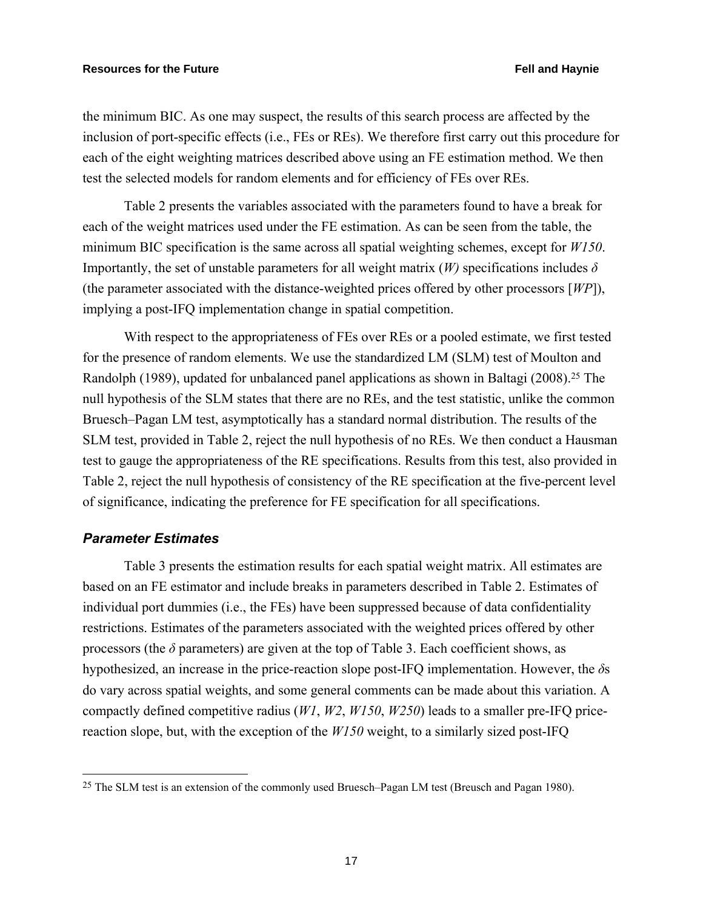the minimum BIC. As one may suspect, the results of this search process are affected by the inclusion of port-specific effects (i.e., FEs or REs). We therefore first carry out this procedure for each of the eight weighting matrices described above using an FE estimation method. We then test the selected models for random elements and for efficiency of FEs over REs.

Table 2 presents the variables associated with the parameters found to have a break for each of the weight matrices used under the FE estimation. As can be seen from the table, the minimum BIC specification is the same across all spatial weighting schemes, except for *W150*. Importantly, the set of unstable parameters for all weight matrix (*W)* specifications includes $\delta$ (the parameter associated with the distance-weighted prices offered by other processors [*WP*]), implying a post-IFQ implementation change in spatial competition.

With respect to the appropriateness of FEs over REs or a pooled estimate, we first tested for the presence of random elements. We use the standardized LM (SLM) test of Moulton and Randolph (1989), updated for unbalanced panel applications as shown in Baltagi (2008).[25] The null hypothesis of the SLM states that there are no REs, and the test statistic, unlike the common Bruesch–Pagan LM test, asymptotically has a standard normal distribution. The results of the SLM test, provided in Table 2, reject the null hypothesis of no REs. We then conduct a Hausman test to gauge the appropriateness of the RE specifications. Results from this test, also provided in Table 2, reject the null hypothesis of consistency of the RE specification at the five-percent level of significance, indicating the preference for FE specification for all specifications.

### *Parameter Estimates*

Table 3 presents the estimation results for each spatial weight matrix. All estimates are based on an FE estimator and include breaks in parameters described in Table 2. Estimates of individual port dummies (i.e., the FEs) have been suppressed because of data confidentiality restrictions. Estimates of the parameters associated with the weighted prices offered by other processors (the $\delta$ parameters) are given at the top of Table 3. Each coefficient shows, as hypothesized, an increase in the price-reaction slope post-IFQ implementation. However, the $\delta$s do vary across spatial weights, and some general comments can be made about this variation. A compactly defined competitive radius (*W1*, *W2*, *W150*, *W250*) leads to a smaller pre-IFQ price-reaction slope, but, with the exception of the *W150* weight, to a similarly sized post-IFQ

[25] The SLM test is an extension of the commonly used Bruesch–Pagan LM test (Breusch and Pagan 1980).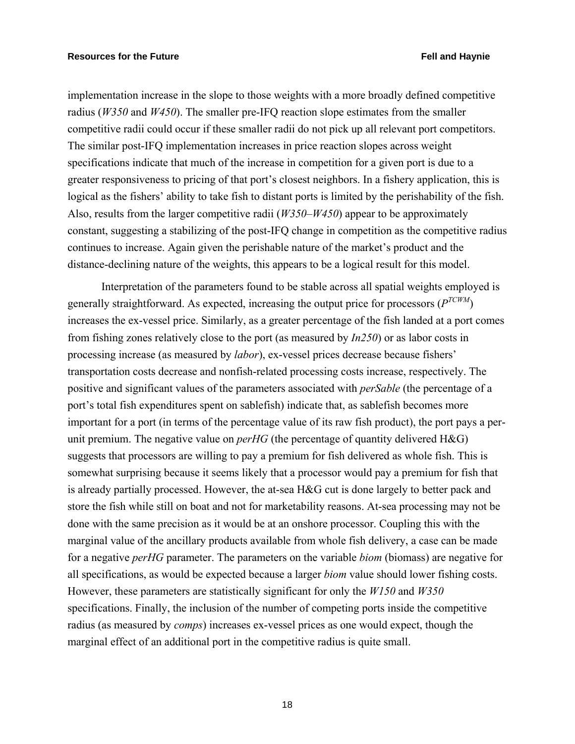implementation increase in the slope to those weights with a more broadly defined competitive radius (*W350* and *W450*). The smaller pre-IFQ reaction slope estimates from the smaller competitive radii could occur if these smaller radii do not pick up all relevant port competitors. The similar post-IFQ implementation increases in price reaction slopes across weight specifications indicate that much of the increase in competition for a given port is due to a greater responsiveness to pricing of that port's closest neighbors. In a fishery application, this is logical as the fishers' ability to take fish to distant ports is limited by the perishability of the fish. Also, results from the larger competitive radii (*W350–W450*) appear to be approximately constant, suggesting a stabilizing of the post-IFQ change in competition as the competitive radius continues to increase. Again given the perishable nature of the market's product and the distance-declining nature of the weights, this appears to be a logical result for this model.

Interpretation of the parameters found to be stable across all spatial weights employed is generally straightforward. As expected, increasing the output price for processors ($P^{TCWM}$) increases the ex-vessel price. Similarly, as a greater percentage of the fish landed at a port comes from fishing zones relatively close to the port (as measured by *In250*) or as labor costs in processing increase (as measured by *labor*), ex-vessel prices decrease because fishers' transportation costs decrease and nonfish-related processing costs increase, respectively. The positive and significant values of the parameters associated with *perSable* (the percentage of a port's total fish expenditures spent on sablefish) indicate that, as sablefish becomes more important for a port (in terms of the percentage value of its raw fish product), the port pays a per-unit premium. The negative value on *perHG* (the percentage of quantity delivered H&G) suggests that processors are willing to pay a premium for fish delivered as whole fish. This is somewhat surprising because it seems likely that a processor would pay a premium for fish that is already partially processed. However, the at-sea H&G cut is done largely to better pack and store the fish while still on boat and not for marketability reasons. At-sea processing may not be done with the same precision as it would be at an onshore processor. Coupling this with the marginal value of the ancillary products available from whole fish delivery, a case can be made for a negative *perHG* parameter. The parameters on the variable *biom* (biomass) are negative for all specifications, as would be expected because a larger *biom* value should lower fishing costs. However, these parameters are statistically significant for only the *W150* and *W350* specifications. Finally, the inclusion of the number of competing ports inside the competitive radius (as measured by *comps*) increases ex-vessel prices as one would expect, though the marginal effect of an additional port in the competitive radius is quite small.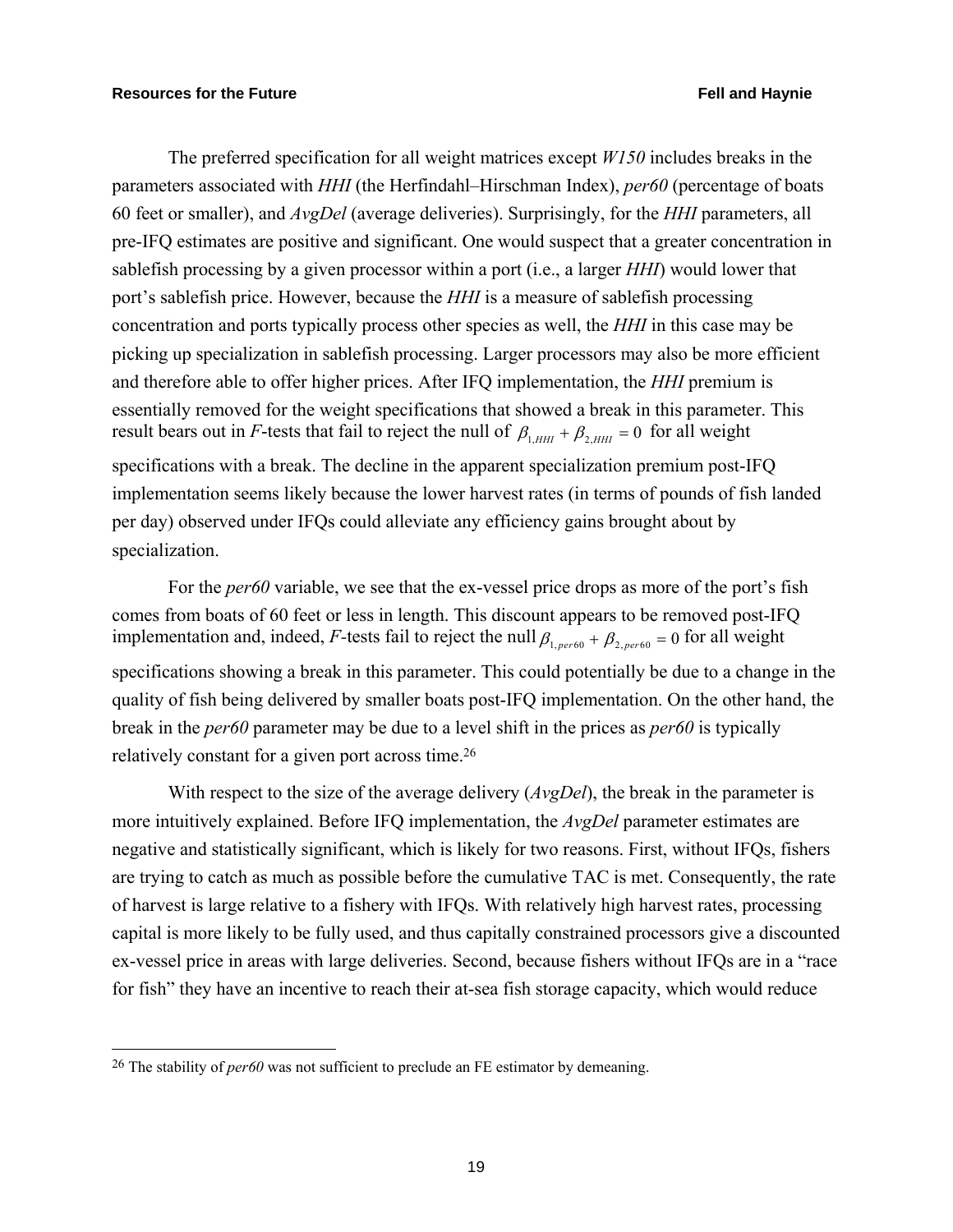The preferred specification for all weight matrices except *W150* includes breaks in the parameters associated with *HHI* (the Herfindahl–Hirschman Index), *per60* (percentage of boats 60 feet or smaller), and *AvgDel* (average deliveries). Surprisingly, for the *HHI* parameters, all pre-IFQ estimates are positive and significant. One would suspect that a greater concentration in sablefish processing by a given processor within a port (i.e., a larger *HHI*) would lower that port's sablefish price. However, because the *HHI* is a measure of sablefish processing concentration and ports typically process other species as well, the *HHI* in this case may be picking up specialization in sablefish processing. Larger processors may also be more efficient and therefore able to offer higher prices. After IFQ implementation, the *HHI* premium is essentially removed for the weight specifications that showed a break in this parameter. This result bears out in *F*-tests that fail to reject the null of $\beta_{1,HHI} + \beta_{2,HHI} = 0$ for all weight specifications with a break. The decline in the apparent specialization premium post-IFQ implementation seems likely because the lower harvest rates (in terms of pounds of fish landed per day) observed under IFQs could alleviate any efficiency gains brought about by specialization.

For the *per60* variable, we see that the ex-vessel price drops as more of the port's fish comes from boats of 60 feet or less in length. This discount appears to be removed post-IFQ implementation and, indeed, *F*-tests fail to reject the null $\beta_{1,per60} + \beta_{2,per60} = 0$ for all weight specifications showing a break in this parameter. This could potentially be due to a change in the quality of fish being delivered by smaller boats post-IFQ implementation. On the other hand, the break in the *per60* parameter may be due to a level shift in the prices as *per60* is typically relatively constant for a given port across time.[26]

With respect to the size of the average delivery (*AvgDel*), the break in the parameter is more intuitively explained. Before IFQ implementation, the *AvgDel* parameter estimates are negative and statistically significant, which is likely for two reasons. First, without IFQs, fishers are trying to catch as much as possible before the cumulative TAC is met. Consequently, the rate of harvest is large relative to a fishery with IFQs. With relatively high harvest rates, processing capital is more likely to be fully used, and thus capitally constrained processors give a discounted ex-vessel price in areas with large deliveries. Second, because fishers without IFQs are in a "race for fish" they have an incentive to reach their at-sea fish storage capacity, which would reduce

[26] The stability of *per60* was not sufficient to preclude an FE estimator by demeaning.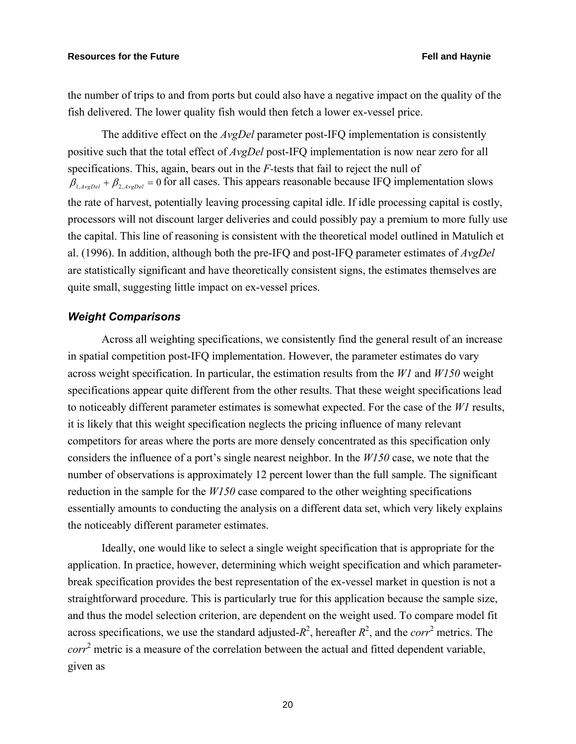the number of trips to and from ports but could also have a negative impact on the quality of the fish delivered. The lower quality fish would then fetch a lower ex-vessel price.

The additive effect on the *AvgDel* parameter post-IFQ implementation is consistently positive such that the total effect of *AvgDel* post-IFQ implementation is now near zero for all specifications. This, again, bears out in the *F*-tests that fail to reject the null of $\beta_{1,AvgDel} + \beta_{2,AvgDel} = 0$ for all cases. This appears reasonable because IFQ implementation slows the rate of harvest, potentially leaving processing capital idle. If idle processing capital is costly, processors will not discount larger deliveries and could possibly pay a premium to more fully use the capital. This line of reasoning is consistent with the theoretical model outlined in Matulich et al. (1996). In addition, although both the pre-IFQ and post-IFQ parameter estimates of *AvgDel* are statistically significant and have theoretically consistent signs, the estimates themselves are quite small, suggesting little impact on ex-vessel prices.

### *Weight Comparisons*

Across all weighting specifications, we consistently find the general result of an increase in spatial competition post-IFQ implementation. However, the parameter estimates do vary across weight specification. In particular, the estimation results from the *W1* and *W150* weight specifications appear quite different from the other results. That these weight specifications lead to noticeably different parameter estimates is somewhat expected. For the case of the *W1* results, it is likely that this weight specification neglects the pricing influence of many relevant competitors for areas where the ports are more densely concentrated as this specification only considers the influence of a port's single nearest neighbor. In the *W150* case, we note that the number of observations is approximately 12 percent lower than the full sample. The significant reduction in the sample for the *W150* case compared to the other weighting specifications essentially amounts to conducting the analysis on a different data set, which very likely explains the noticeably different parameter estimates.

Ideally, one would like to select a single weight specification that is appropriate for the application. In practice, however, determining which weight specification and which parameter-break specification provides the best representation of the ex-vessel market in question is not a straightforward procedure. This is particularly true for this application because the sample size, and thus the model selection criterion, are dependent on the weight used. To compare model fit across specifications, we use the standard adjusted-$R^2$, hereafter $R^2$, and the $corr^2$ metrics. The $corr^2$ metric is a measure of the correlation between the actual and fitted dependent variable, given as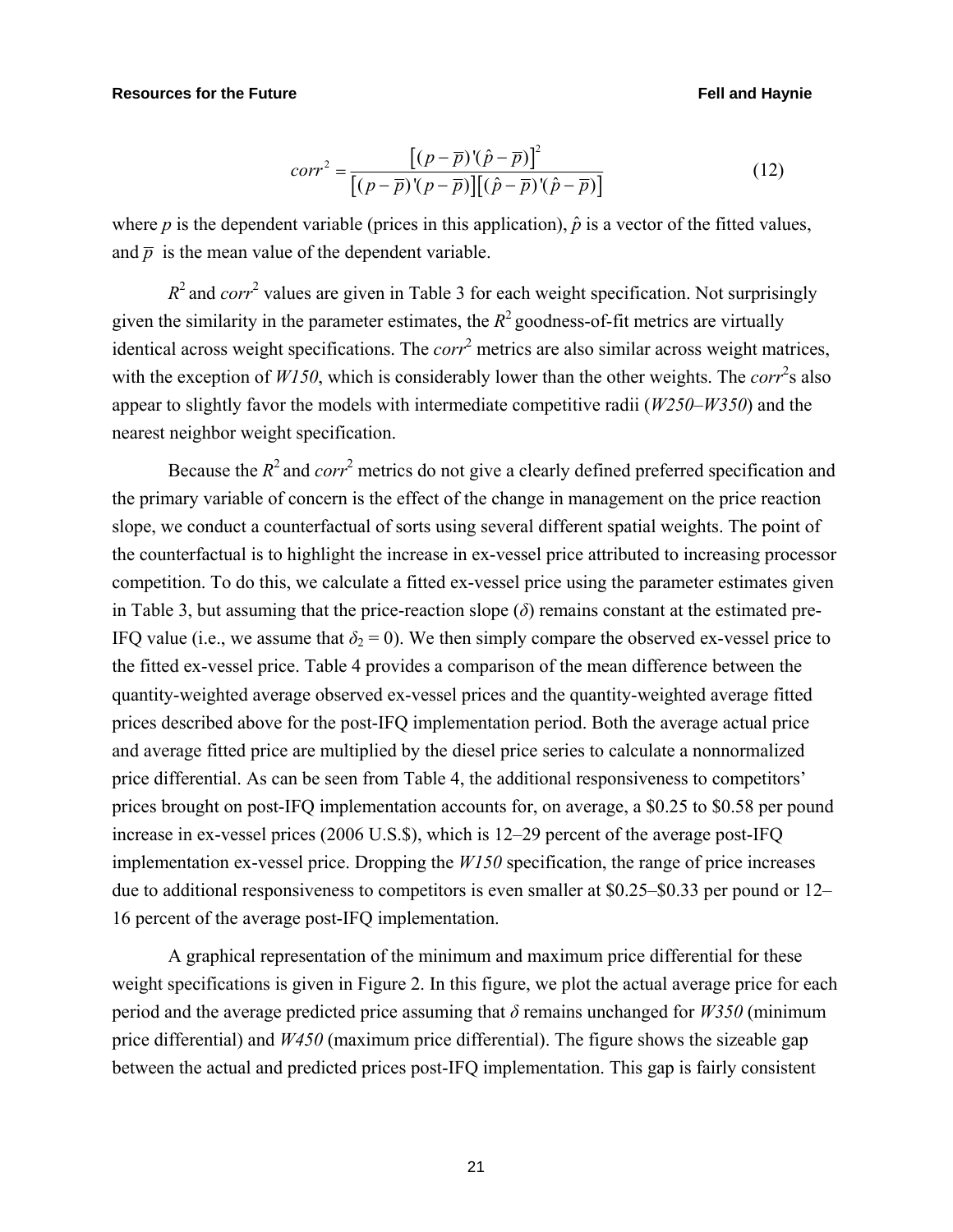$$corr^2 = \frac{\left[(p - \overline{p})'(\hat{p} - \overline{p})\right]^2}{\left[(p - \overline{p})'(p - \overline{p})\right]\left[(\hat{p} - \overline{p})'(\hat{p} - \overline{p})\right]} \tag{12}$$

where $p$ is the dependent variable (prices in this application), $\hat{p}$ is a vector of the fitted values, and $\overline{p}$ is the mean value of the dependent variable.

$R^2$ and $corr^2$ values are given in Table 3 for each weight specification. Not surprisingly given the similarity in the parameter estimates, the $R^2$ goodness-of-fit metrics are virtually identical across weight specifications. The $corr^2$ metrics are also similar across weight matrices, with the exception of *W150*, which is considerably lower than the other weights. The $corr^2$s also appear to slightly favor the models with intermediate competitive radii (*W250–W350*) and the nearest neighbor weight specification.

Because the $R^2$ and $corr^2$ metrics do not give a clearly defined preferred specification and the primary variable of concern is the effect of the change in management on the price reaction slope, we conduct a counterfactual of sorts using several different spatial weights. The point of the counterfactual is to highlight the increase in ex-vessel price attributed to increasing processor competition. To do this, we calculate a fitted ex-vessel price using the parameter estimates given in Table 3, but assuming that the price-reaction slope ($\delta$) remains constant at the estimated pre-IFQ value (i.e., we assume that $\delta_2 = 0$). We then simply compare the observed ex-vessel price to the fitted ex-vessel price. Table 4 provides a comparison of the mean difference between the quantity-weighted average observed ex-vessel prices and the quantity-weighted average fitted prices described above for the post-IFQ implementation period. Both the average actual price and average fitted price are multiplied by the diesel price series to calculate a nonnormalized price differential. As can be seen from Table 4, the additional responsiveness to competitors' prices brought on post-IFQ implementation accounts for, on average, a \$0.25 to \$0.58 per pound increase in ex-vessel prices (2006 U.S.\$), which is 12–29 percent of the average post-IFQ implementation ex-vessel price. Dropping the *W150* specification, the range of price increases due to additional responsiveness to competitors is even smaller at \$0.25–\$0.33 per pound or 12–16 percent of the average post-IFQ implementation.

A graphical representation of the minimum and maximum price differential for these weight specifications is given in Figure 2. In this figure, we plot the actual average price for each period and the average predicted price assuming that $\delta$ remains unchanged for *W350* (minimum price differential) and *W450* (maximum price differential). The figure shows the sizeable gap between the actual and predicted prices post-IFQ implementation. This gap is fairly consistent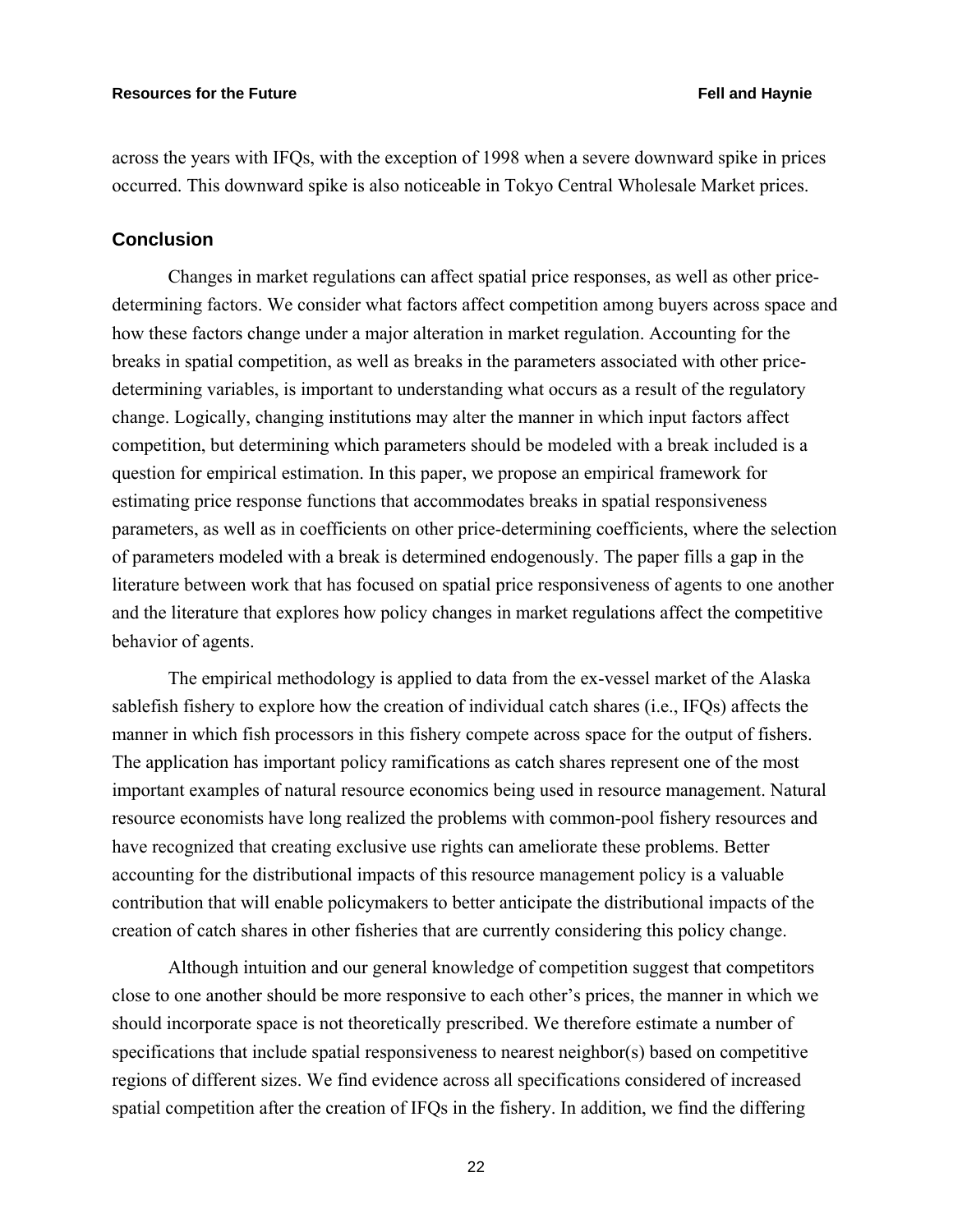across the years with IFQs, with the exception of 1998 when a severe downward spike in prices occurred. This downward spike is also noticeable in Tokyo Central Wholesale Market prices.

## Conclusion

Changes in market regulations can affect spatial price responses, as well as other price-determining factors. We consider what factors affect competition among buyers across space and how these factors change under a major alteration in market regulation. Accounting for the breaks in spatial competition, as well as breaks in the parameters associated with other price-determining variables, is important to understanding what occurs as a result of the regulatory change. Logically, changing institutions may alter the manner in which input factors affect competition, but determining which parameters should be modeled with a break included is a question for empirical estimation. In this paper, we propose an empirical framework for estimating price response functions that accommodates breaks in spatial responsiveness parameters, as well as in coefficients on other price-determining coefficients, where the selection of parameters modeled with a break is determined endogenously. The paper fills a gap in the literature between work that has focused on spatial price responsiveness of agents to one another and the literature that explores how policy changes in market regulations affect the competitive behavior of agents.

The empirical methodology is applied to data from the ex-vessel market of the Alaska sablefish fishery to explore how the creation of individual catch shares (i.e., IFQs) affects the manner in which fish processors in this fishery compete across space for the output of fishers. The application has important policy ramifications as catch shares represent one of the most important examples of natural resource economics being used in resource management. Natural resource economists have long realized the problems with common-pool fishery resources and have recognized that creating exclusive use rights can ameliorate these problems. Better accounting for the distributional impacts of this resource management policy is a valuable contribution that will enable policymakers to better anticipate the distributional impacts of the creation of catch shares in other fisheries that are currently considering this policy change.

Although intuition and our general knowledge of competition suggest that competitors close to one another should be more responsive to each other's prices, the manner in which we should incorporate space is not theoretically prescribed. We therefore estimate a number of specifications that include spatial responsiveness to nearest neighbor(s) based on competitive regions of different sizes. We find evidence across all specifications considered of increased spatial competition after the creation of IFQs in the fishery. In addition, we find the differing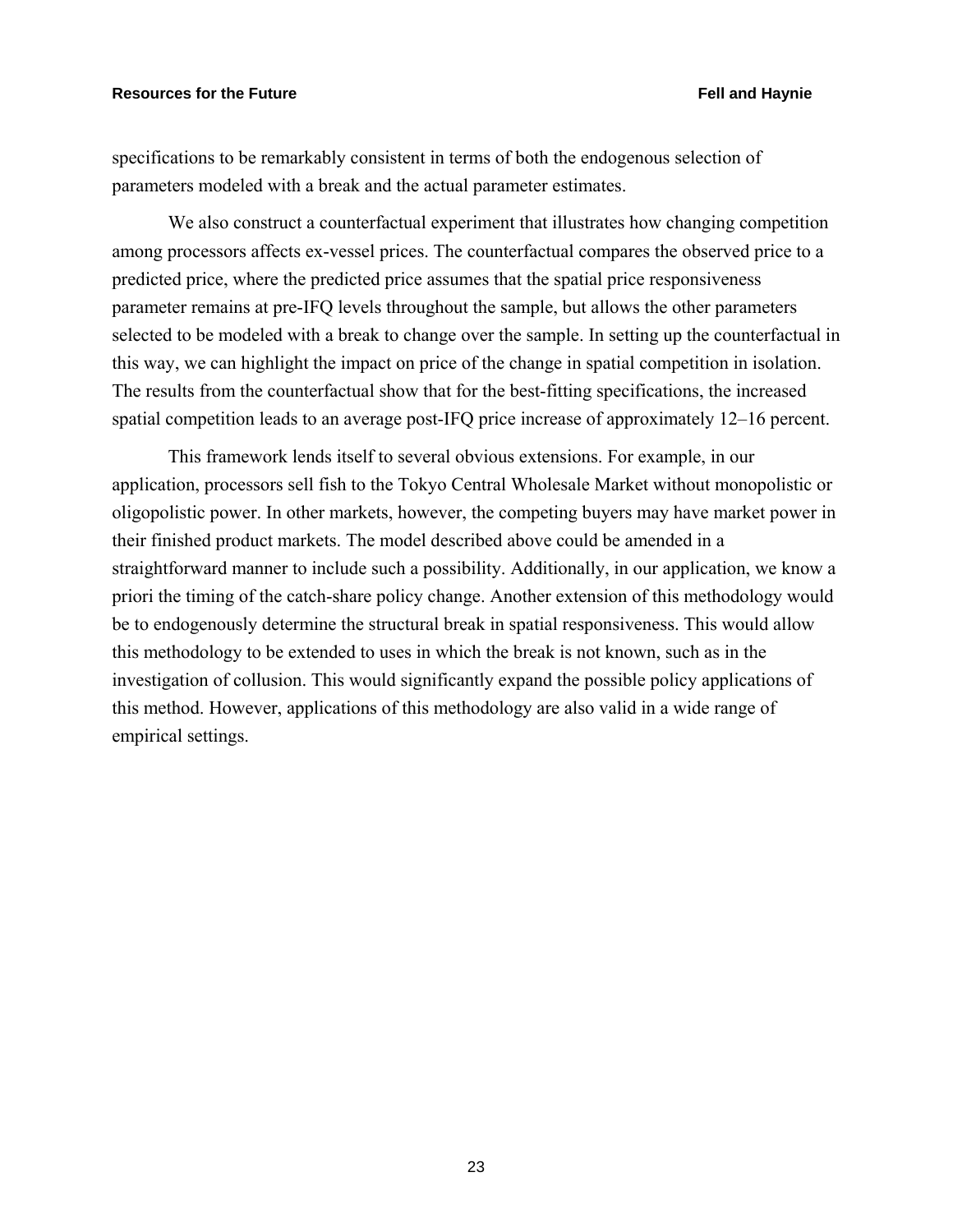specifications to be remarkably consistent in terms of both the endogenous selection of parameters modeled with a break and the actual parameter estimates.

We also construct a counterfactual experiment that illustrates how changing competition among processors affects ex-vessel prices. The counterfactual compares the observed price to a predicted price, where the predicted price assumes that the spatial price responsiveness parameter remains at pre-IFQ levels throughout the sample, but allows the other parameters selected to be modeled with a break to change over the sample. In setting up the counterfactual in this way, we can highlight the impact on price of the change in spatial competition in isolation. The results from the counterfactual show that for the best-fitting specifications, the increased spatial competition leads to an average post-IFQ price increase of approximately 12–16 percent.

This framework lends itself to several obvious extensions. For example, in our application, processors sell fish to the Tokyo Central Wholesale Market without monopolistic or oligopolistic power. In other markets, however, the competing buyers may have market power in their finished product markets. The model described above could be amended in a straightforward manner to include such a possibility. Additionally, in our application, we know a priori the timing of the catch-share policy change. Another extension of this methodology would be to endogenously determine the structural break in spatial responsiveness. This would allow this methodology to be extended to uses in which the break is not known, such as in the investigation of collusion. This would significantly expand the possible policy applications of this method. However, applications of this methodology are also valid in a wide range of empirical settings.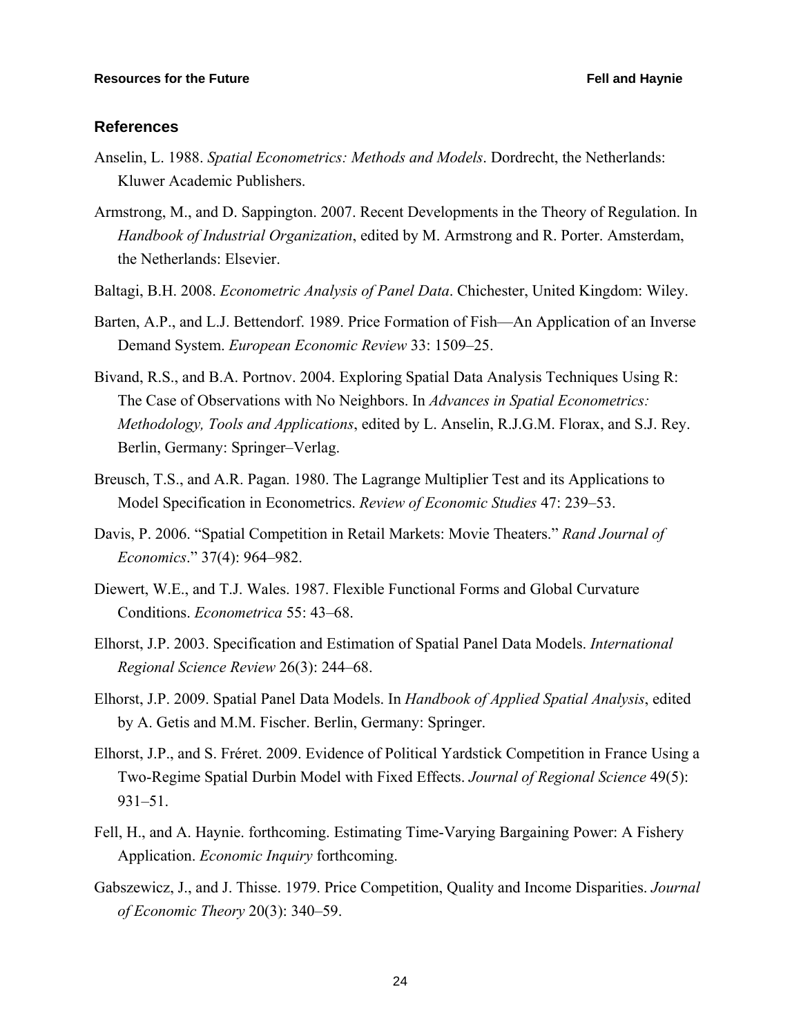## References

Anselin, L. 1988. *Spatial Econometrics: Methods and Models*. Dordrecht, the Netherlands: Kluwer Academic Publishers.

Armstrong, M., and D. Sappington. 2007. Recent Developments in the Theory of Regulation. In *Handbook of Industrial Organization*, edited by M. Armstrong and R. Porter. Amsterdam, the Netherlands: Elsevier.

Baltagi, B.H. 2008. *Econometric Analysis of Panel Data*. Chichester, United Kingdom: Wiley.

Barten, A.P., and L.J. Bettendorf. 1989. Price Formation of Fish—An Application of an Inverse Demand System. *European Economic Review* 33: 1509–25.

Bivand, R.S., and B.A. Portnov. 2004. Exploring Spatial Data Analysis Techniques Using R: The Case of Observations with No Neighbors. In *Advances in Spatial Econometrics: Methodology, Tools and Applications*, edited by L. Anselin, R.J.G.M. Florax, and S.J. Rey. Berlin, Germany: Springer–Verlag.

Breusch, T.S., and A.R. Pagan. 1980. The Lagrange Multiplier Test and its Applications to Model Specification in Econometrics. *Review of Economic Studies* 47: 239–53.

Davis, P. 2006. "Spatial Competition in Retail Markets: Movie Theaters." *Rand Journal of Economics*." 37(4): 964–982.

Diewert, W.E., and T.J. Wales. 1987. Flexible Functional Forms and Global Curvature Conditions. *Econometrica* 55: 43–68.

Elhorst, J.P. 2003. Specification and Estimation of Spatial Panel Data Models. *International Regional Science Review* 26(3): 244–68.

Elhorst, J.P. 2009. Spatial Panel Data Models. In *Handbook of Applied Spatial Analysis*, edited by A. Getis and M.M. Fischer. Berlin, Germany: Springer.

Elhorst, J.P., and S. Fréret. 2009. Evidence of Political Yardstick Competition in France Using a Two-Regime Spatial Durbin Model with Fixed Effects. *Journal of Regional Science* 49(5): 931–51.

Fell, H., and A. Haynie. forthcoming. Estimating Time-Varying Bargaining Power: A Fishery Application. *Economic Inquiry* forthcoming.

Gabszewicz, J., and J. Thisse. 1979. Price Competition, Quality and Income Disparities. *Journal of Economic Theory* 20(3): 340–59.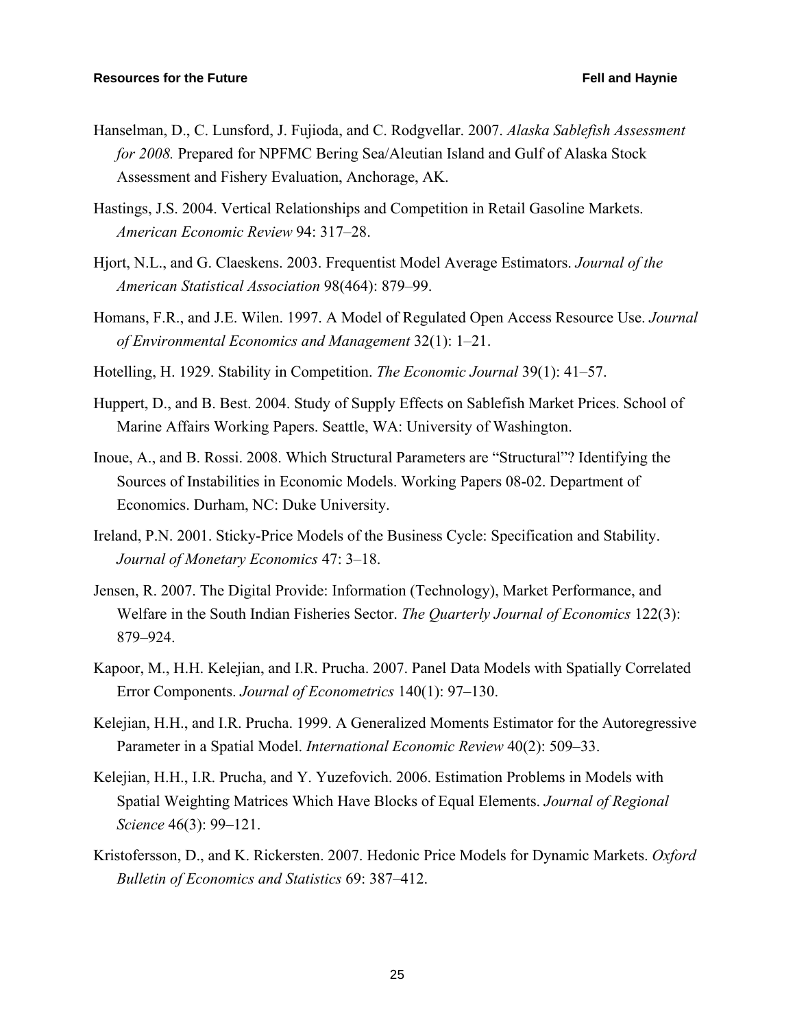Hanselman, D., C. Lunsford, J. Fujioda, and C. Rodgvellar. 2007. *Alaska Sablefish Assessment for 2008.* Prepared for NPFMC Bering Sea/Aleutian Island and Gulf of Alaska Stock Assessment and Fishery Evaluation, Anchorage, AK.

Hastings, J.S. 2004. Vertical Relationships and Competition in Retail Gasoline Markets. *American Economic Review* 94: 317–28.

Hjort, N.L., and G. Claeskens. 2003. Frequentist Model Average Estimators. *Journal of the American Statistical Association* 98(464): 879–99.

Homans, F.R., and J.E. Wilen. 1997. A Model of Regulated Open Access Resource Use. *Journal of Environmental Economics and Management* 32(1): 1–21.

Hotelling, H. 1929. Stability in Competition. *The Economic Journal* 39(1): 41–57.

Huppert, D., and B. Best. 2004. Study of Supply Effects on Sablefish Market Prices. School of Marine Affairs Working Papers. Seattle, WA: University of Washington.

Inoue, A., and B. Rossi. 2008. Which Structural Parameters are "Structural"? Identifying the Sources of Instabilities in Economic Models. Working Papers 08-02. Department of Economics. Durham, NC: Duke University.

Ireland, P.N. 2001. Sticky-Price Models of the Business Cycle: Specification and Stability. *Journal of Monetary Economics* 47: 3–18.

Jensen, R. 2007. The Digital Provide: Information (Technology), Market Performance, and Welfare in the South Indian Fisheries Sector. *The Quarterly Journal of Economics* 122(3): 879–924.

Kapoor, M., H.H. Kelejian, and I.R. Prucha. 2007. Panel Data Models with Spatially Correlated Error Components. *Journal of Econometrics* 140(1): 97–130.

Kelejian, H.H., and I.R. Prucha. 1999. A Generalized Moments Estimator for the Autoregressive Parameter in a Spatial Model. *International Economic Review* 40(2): 509–33.

Kelejian, H.H., I.R. Prucha, and Y. Yuzefovich. 2006. Estimation Problems in Models with Spatial Weighting Matrices Which Have Blocks of Equal Elements. *Journal of Regional Science* 46(3): 99–121.

Kristofersson, D., and K. Rickersten. 2007. Hedonic Price Models for Dynamic Markets. *Oxford Bulletin of Economics and Statistics* 69: 387–412.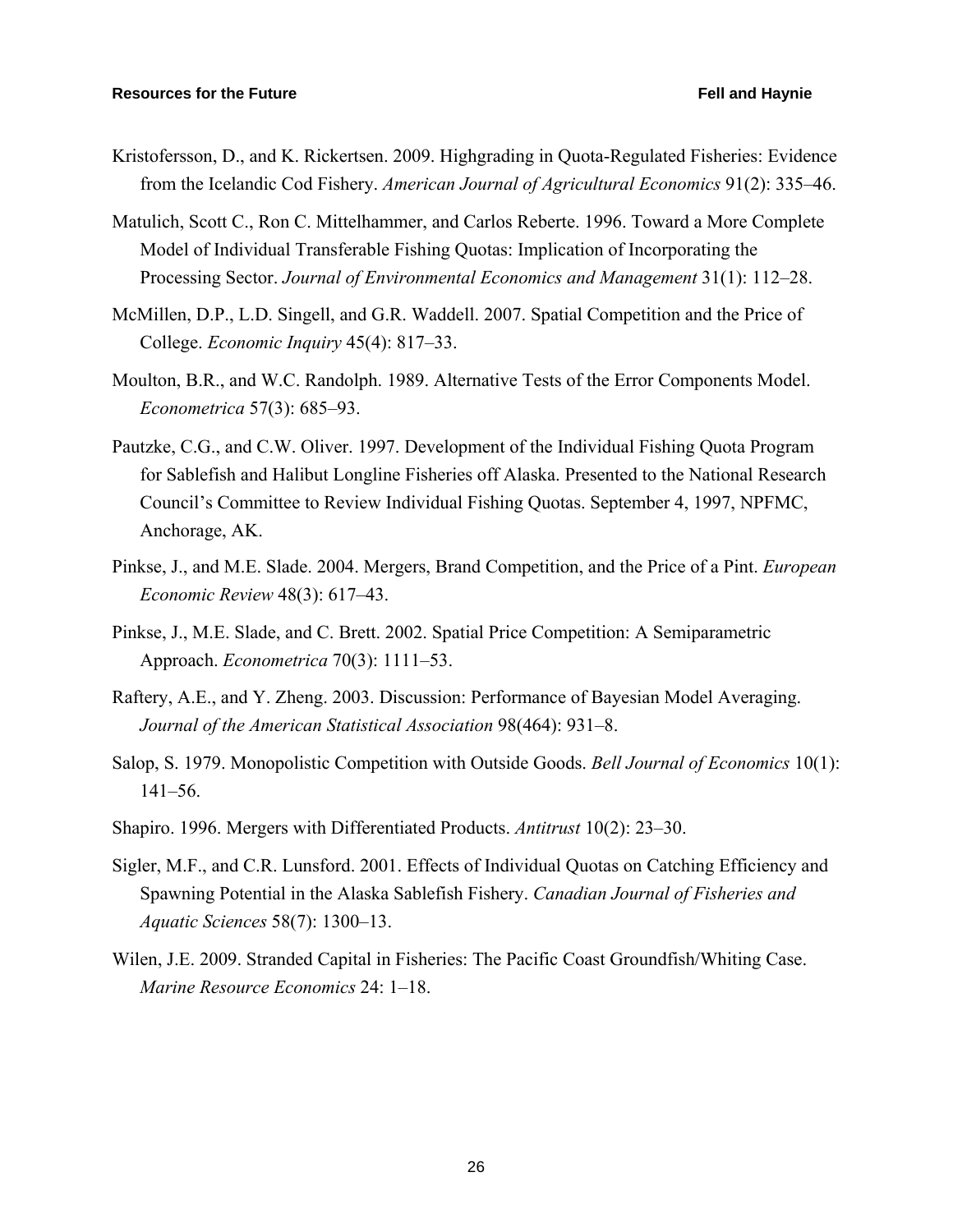Kristofersson, D., and K. Rickertsen. 2009. Highgrading in Quota-Regulated Fisheries: Evidence from the Icelandic Cod Fishery. *American Journal of Agricultural Economics* 91(2): 335–46.

Matulich, Scott C., Ron C. Mittelhammer, and Carlos Reberte. 1996. Toward a More Complete Model of Individual Transferable Fishing Quotas: Implication of Incorporating the Processing Sector. *Journal of Environmental Economics and Management* 31(1): 112–28.

McMillen, D.P., L.D. Singell, and G.R. Waddell. 2007. Spatial Competition and the Price of College. *Economic Inquiry* 45(4): 817–33.

Moulton, B.R., and W.C. Randolph. 1989. Alternative Tests of the Error Components Model. *Econometrica* 57(3): 685–93.

Pautzke, C.G., and C.W. Oliver. 1997. Development of the Individual Fishing Quota Program for Sablefish and Halibut Longline Fisheries off Alaska. Presented to the National Research Council's Committee to Review Individual Fishing Quotas. September 4, 1997, NPFMC, Anchorage, AK.

Pinkse, J., and M.E. Slade. 2004. Mergers, Brand Competition, and the Price of a Pint. *European Economic Review* 48(3): 617–43.

Pinkse, J., M.E. Slade, and C. Brett. 2002. Spatial Price Competition: A Semiparametric Approach. *Econometrica* 70(3): 1111–53.

Raftery, A.E., and Y. Zheng. 2003. Discussion: Performance of Bayesian Model Averaging. *Journal of the American Statistical Association* 98(464): 931–8.

Salop, S. 1979. Monopolistic Competition with Outside Goods. *Bell Journal of Economics* 10(1): 141–56.

Shapiro. 1996. Mergers with Differentiated Products. *Antitrust* 10(2): 23–30.

Sigler, M.F., and C.R. Lunsford. 2001. Effects of Individual Quotas on Catching Efficiency and Spawning Potential in the Alaska Sablefish Fishery. *Canadian Journal of Fisheries and Aquatic Sciences* 58(7): 1300–13.

Wilen, J.E. 2009. Stranded Capital in Fisheries: The Pacific Coast Groundfish/Whiting Case. *Marine Resource Economics* 24: 1–18.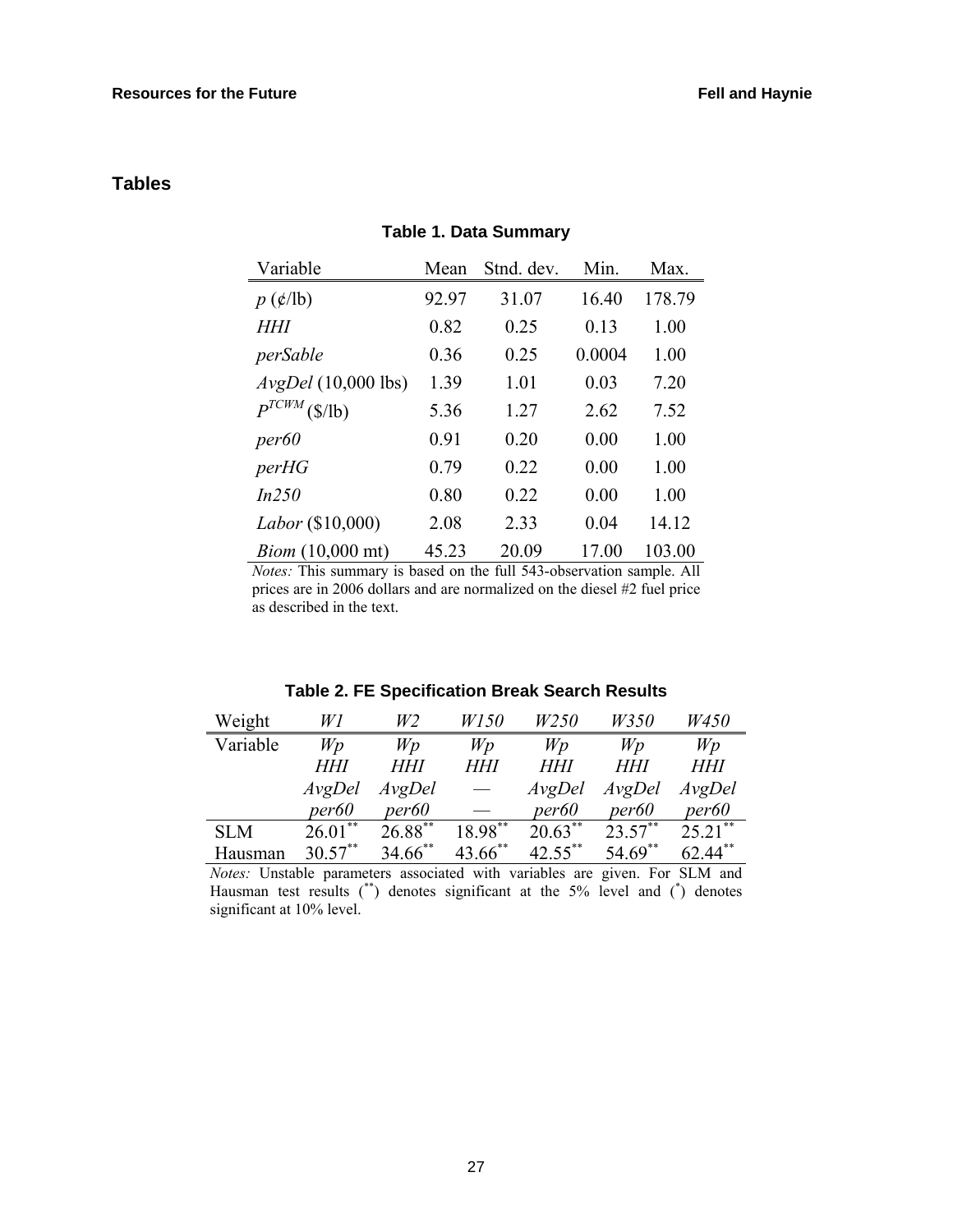## Tables

**Table 1. Data Summary**

| Variable | Mean | Stnd. dev. | Min. | Max. |
|---|---|---|---|---|
| *p* (¢/lb) | 92.97 | 31.07 | 16.40 | 178.79 |
| *HHI* | 0.82 | 0.25 | 0.13 | 1.00 |
| *perSable* | 0.36 | 0.25 | 0.0004 | 1.00 |
| *AvgDel* (10,000 lbs) | 1.39 | 1.01 | 0.03 | 7.20 |
| $P^{TCWM}$ (\$/lb) | 5.36 | 1.27 | 2.62 | 7.52 |
| *per60* | 0.91 | 0.20 | 0.00 | 1.00 |
| *perHG* | 0.79 | 0.22 | 0.00 | 1.00 |
| *In250* | 0.80 | 0.22 | 0.00 | 1.00 |
| *Labor* (\$10,000) | 2.08 | 2.33 | 0.04 | 14.12 |
| *Biom* (10,000 mt) | 45.23 | 20.09 | 17.00 | 103.00 |

*Notes:* This summary is based on the full 543-observation sample. All prices are in 2006 dollars and are normalized on the diesel #2 fuel price as described in the text.

**Table 2. FE Specification Break Search Results**

| Weight | *W1* | *W2* | *W150* | *W250* | *W350* | *W450* |
|---|---|---|---|---|---|---|
| Variable | *Wp* | *Wp* | *Wp* | *Wp* | *Wp* | *Wp* |
| | *HHI* | *HHI* | *HHI* | *HHI* | *HHI* | *HHI* |
| | *AvgDel* | *AvgDel* | — | *AvgDel* | *AvgDel* | *AvgDel* |
| | *per60* | *per60* | — | *per60* | *per60* | *per60* |
| SLM | 26.01** | 26.88** | 18.98** | 20.63** | 23.57** | 25.21** |
| Hausman | 30.57** | 34.66** | 43.66** | 42.55** | 54.69** | 62.44** |

*Notes:* Unstable parameters associated with variables are given. For SLM and Hausman test results (**) denotes significant at the 5% level and (*) denotes significant at 10% level.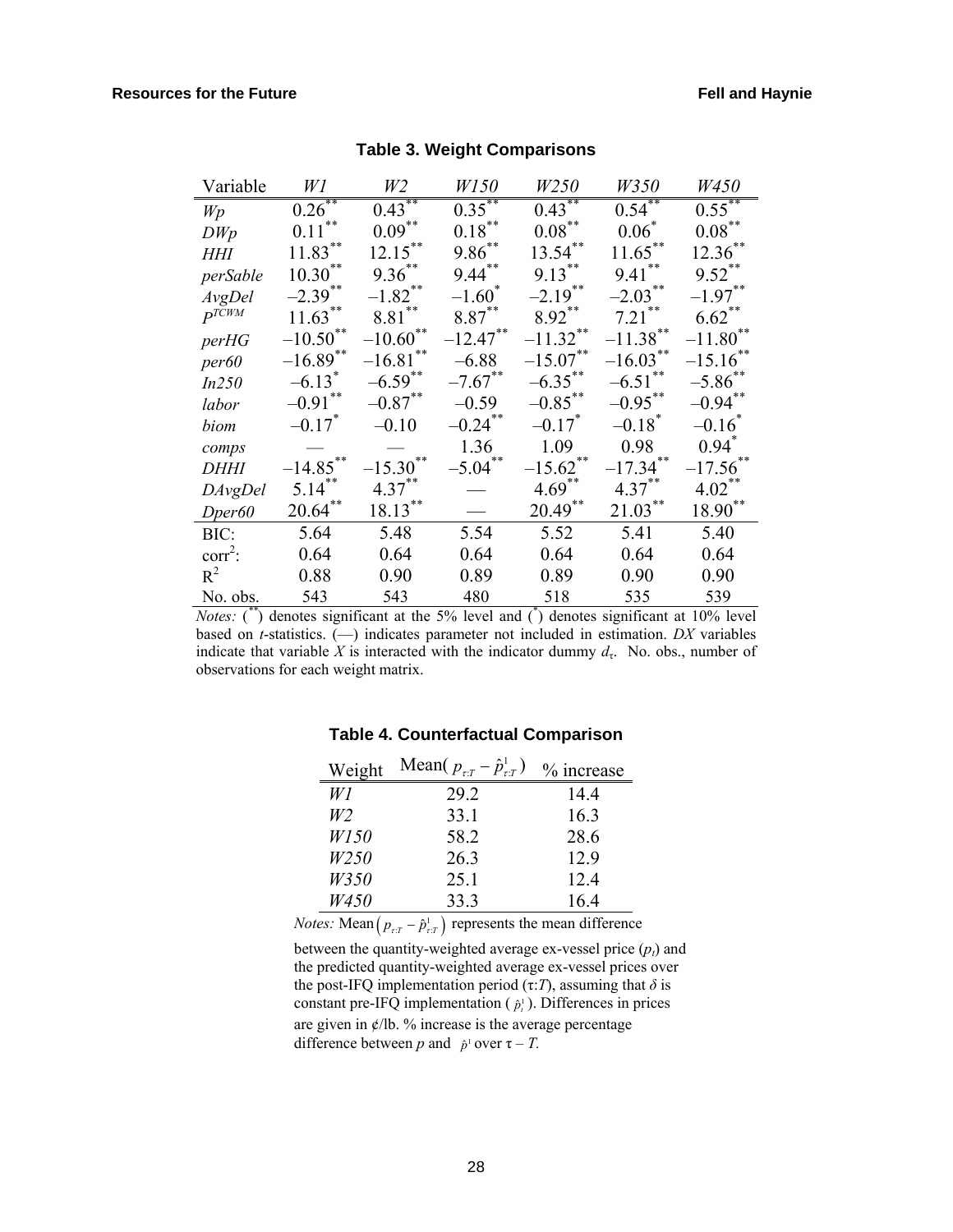**Table 3. Weight Comparisons**

| Variable | *W1* | *W2* | *W150* | *W250* | *W350* | *W450* |
|---|---|---|---|---|---|---|
| *Wp* | 0.26** | 0.43** | 0.35** | 0.43** | 0.54** | 0.55** |
| *DWp* | 0.11** | 0.09** | 0.18** | 0.08** | 0.06* | 0.08** |
| *HHI* | 11.83** | 12.15** | 9.86** | 13.54** | 11.65** | 12.36** |
| *perSable* | 10.30** | 9.36** | 9.44** | 9.13** | 9.41** | 9.52** |
| *AvgDel* | −2.39** | −1.82** | −1.60* | −2.19** | −2.03** | −1.97** |
| $P^{TCWM}$ | 11.63** | 8.81** | 8.87** | 8.92** | 7.21** | 6.62** |
| *perHG* | −10.50** | −10.60** | −12.47** | −11.32** | −11.38** | −11.80** |
| *per60* | −16.89** | −16.81** | −6.88 | −15.07** | −16.03** | −15.16** |
| *In250* | −6.13* | −6.59** | −7.67** | −6.35** | −6.51** | −5.86** |
| *labor* | −0.91** | −0.87** | −0.59 | −0.85** | −0.95** | −0.94** |
| *biom* | −0.17* | −0.10 | −0.24** | −0.17* | −0.18* | −0.16* |
| *comps* | — | — | 1.36 | 1.09 | 0.98 | 0.94* |
| *DHHI* | −14.85** | −15.30** | −5.04** | −15.62** | −17.34** | −17.56** |
| *DAvgDel* | 5.14** | 4.37** | — | 4.69** | 4.37** | 4.02** |
| *Dper60* | 20.64** | 18.13** | — | 20.49** | 21.03** | 18.90** |
| BIC: | 5.64 | 5.48 | 5.54 | 5.52 | 5.41 | 5.40 |
| $\text{corr}^2$: | 0.64 | 0.64 | 0.64 | 0.64 | 0.64 | 0.64 |
| $R^2$ | 0.88 | 0.90 | 0.89 | 0.89 | 0.90 | 0.90 |
| No. obs. | 543 | 543 | 480 | 518 | 535 | 539 |

*Notes:* (**) denotes significant at the 5% level and (*) denotes significant at 10% level based on *t*-statistics. (—) indicates parameter not included in estimation. *DX* variables indicate that variable *X* is interacted with the indicator dummy $d_\tau$. No. obs., number of observations for each weight matrix.

**Table 4. Counterfactual Comparison**

| Weight | Mean($p_{\tau:T} - \hat{p}^1_{\tau:T}$) | % increase |
|---|---|---|
| *W1* | 29.2 | 14.4 |
| *W2* | 33.1 | 16.3 |
| *W150* | 58.2 | 28.6 |
| *W250* | 26.3 | 12.9 |
| *W350* | 25.1 | 12.4 |
| *W450* | 33.3 | 16.4 |

*Notes:* Mean$\left(p_{\tau:T} - \hat{p}^1_{\tau:T}\right)$ represents the mean difference between the quantity-weighted average ex-vessel price ($p_t$) and the predicted quantity-weighted average ex-vessel prices over the post-IFQ implementation period ($\tau$:*T*), assuming that $\delta$ is constant pre-IFQ implementation ($\hat{p}^1_t$). Differences in prices are given in ¢/lb. % increase is the average percentage difference between *p* and $\hat{p}^1$ over $\tau - T$.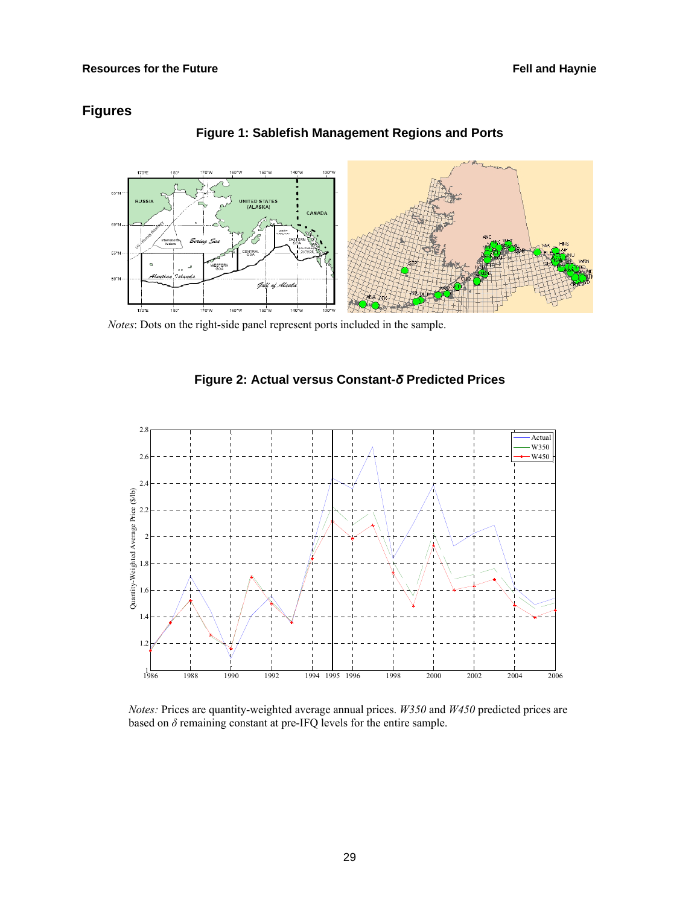## Figures

**Figure 1: Sablefish Management Regions and Ports**

170°E 180° 170°W 160°W 150°W 140°W 130°W

65°N 60°N 55°N 50°N

RUSSIA

UNITED STATES (ALASKA)

CANADA

Bering Sea

Aleutian Islands

Gulf of Alaska

WESTERN GOA

CENTRAL GOA

EASTERN GOA

WEST YAKUTAT

SOUTHEAST OUTSIDE

International Waters

US-Russia Boundary

ANC, STP, ADA, ATK, YAK, HNS, SDP, CDV, KOD, WRN

*Notes*: Dots on the right-side panel represent ports included in the sample.

**Figure 2: Actual versus Constant-δ Predicted Prices**

Actual
W350
W450

Quantity-Weighted Average Price ($/lb)

2.8 2.6 2.4 2.2 2 1.8 1.6 1.4 1.2 1

1986 1988 1990 1992 1994 1995 1996 1998 2000 2002 2004 2006

*Notes:* Prices are quantity-weighted average annual prices. *W350* and *W450* predicted prices are based on $\delta$ remaining constant at pre-IFQ levels for the entire sample.